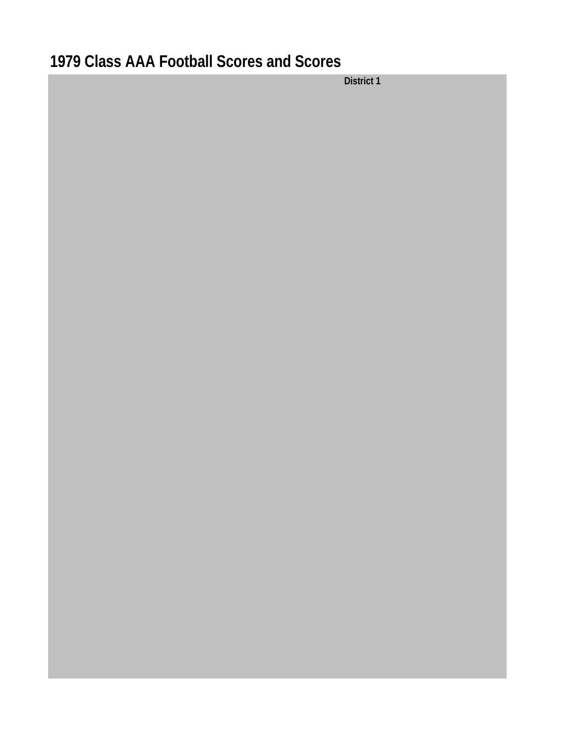# 1979 Class AAA Football Scores and Scores

District 1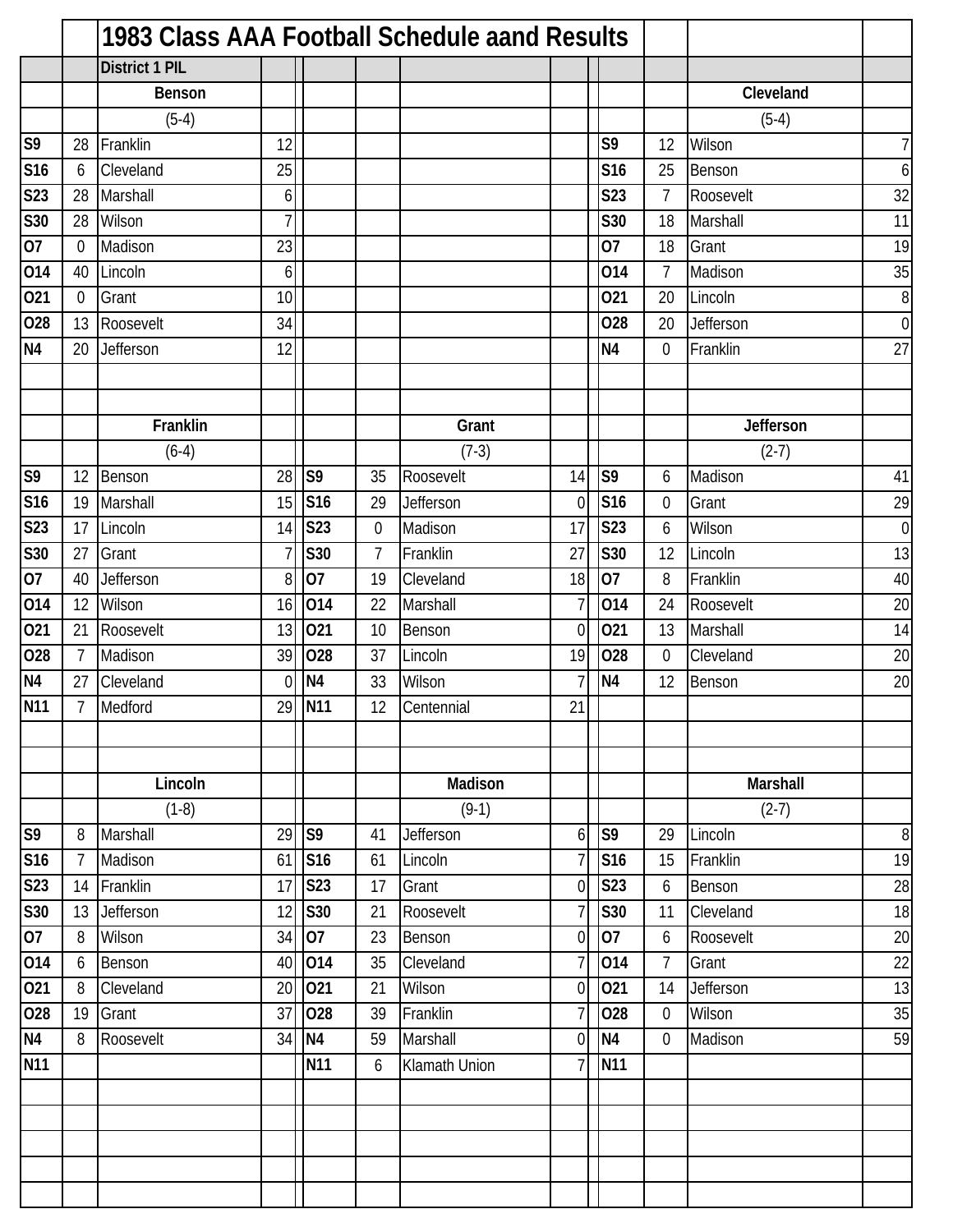# 1983 Class AAA Football Schedule aand Results

## District 1 PIL

### Benson (5-4)

| Date | Score | Opponent | Opp |
|---|---|---|---|
| S9 | 28 | Franklin | 12 |
| S16 | 6 | Cleveland | 25 |
| S23 | 28 | Marshall | 6 |
| S30 | 28 | Wilson | 7 |
| O7 | 0 | Madison | 23 |
| O14 | 40 | Lincoln | 6 |
| O21 | 0 | Grant | 10 |
| O28 | 13 | Roosevelt | 34 |
| N4 | 20 | Jefferson | 12 |

### Cleveland (5-4)

| Date | Score | Opponent | Opp |
|---|---|---|---|
| S9 | 12 | Wilson | 7 |
| S16 | 25 | Benson | 6 |
| S23 | 7 | Roosevelt | 32 |
| S30 | 18 | Marshall | 11 |
| O7 | 18 | Grant | 19 |
| O14 | 7 | Madison | 35 |
| O21 | 20 | Lincoln | 8 |
| O28 | 20 | Jefferson | 0 |
| N4 | 0 | Franklin | 27 |

### Franklin (6-4)

| Date | Score | Opponent | Opp |
|---|---|---|---|
| S9 | 12 | Benson | 28 |
| S16 | 19 | Marshall | 15 |
| S23 | 17 | Lincoln | 14 |
| S30 | 27 | Grant | 7 |
| O7 | 40 | Jefferson | 8 |
| O14 | 12 | Wilson | 16 |
| O21 | 21 | Roosevelt | 13 |
| O28 | 7 | Madison | 39 |
| N4 | 27 | Cleveland | 0 |
| N11 | 7 | Medford | 29 |

### Grant (7-3)

| Date | Score | Opponent | Opp |
|---|---|---|---|
| S9 | 35 | Roosevelt | 14 |
| S16 | 29 | Jefferson | 0 |
| S23 | 0 | Madison | 17 |
| S30 | 7 | Franklin | 27 |
| O7 | 19 | Cleveland | 18 |
| O14 | 22 | Marshall | 7 |
| O21 | 10 | Benson | 0 |
| O28 | 37 | Lincoln | 19 |
| N4 | 33 | Wilson | 7 |
| N11 | 12 | Centennial | 21 |

### Jefferson (2-7)

| Date | Score | Opponent | Opp |
|---|---|---|---|
| S9 | 6 | Madison | 41 |
| S16 | 0 | Grant | 29 |
| S23 | 6 | Wilson | 0 |
| S30 | 12 | Lincoln | 13 |
| O7 | 8 | Franklin | 40 |
| O14 | 24 | Roosevelt | 20 |
| O21 | 13 | Marshall | 14 |
| O28 | 0 | Cleveland | 20 |
| N4 | 12 | Benson | 20 |

### Lincoln (1-8)

| Date | Score | Opponent | Opp |
|---|---|---|---|
| S9 | 8 | Marshall | 29 |
| S16 | 7 | Madison | 61 |
| S23 | 14 | Franklin | 17 |
| S30 | 13 | Jefferson | 12 |
| O7 | 8 | Wilson | 34 |
| O14 | 6 | Benson | 40 |
| O21 | 8 | Cleveland | 20 |
| O28 | 19 | Grant | 37 |
| N4 | 8 | Roosevelt | 34 |
| N11 | | | |

### Madison (9-1)

| Date | Score | Opponent | Opp |
|---|---|---|---|
| S9 | 41 | Jefferson | 6 |
| S16 | 61 | Lincoln | 7 |
| S23 | 17 | Grant | 0 |
| S30 | 21 | Roosevelt | 7 |
| O7 | 23 | Benson | 0 |
| O14 | 35 | Cleveland | 7 |
| O21 | 21 | Wilson | 0 |
| O28 | 39 | Franklin | 7 |
| N4 | 59 | Marshall | 0 |
| N11 | 6 | Klamath Union | 7 |

### Marshall (2-7)

| Date | Score | Opponent | Opp |
|---|---|---|---|
| S9 | 29 | Lincoln | 8 |
| S16 | 15 | Franklin | 19 |
| S23 | 6 | Benson | 28 |
| S30 | 11 | Cleveland | 18 |
| O7 | 6 | Roosevelt | 20 |
| O14 | 7 | Grant | 22 |
| O21 | 14 | Jefferson | 13 |
| O28 | 0 | Wilson | 35 |
| N4 | 0 | Madison | 59 |
| N11 | | | |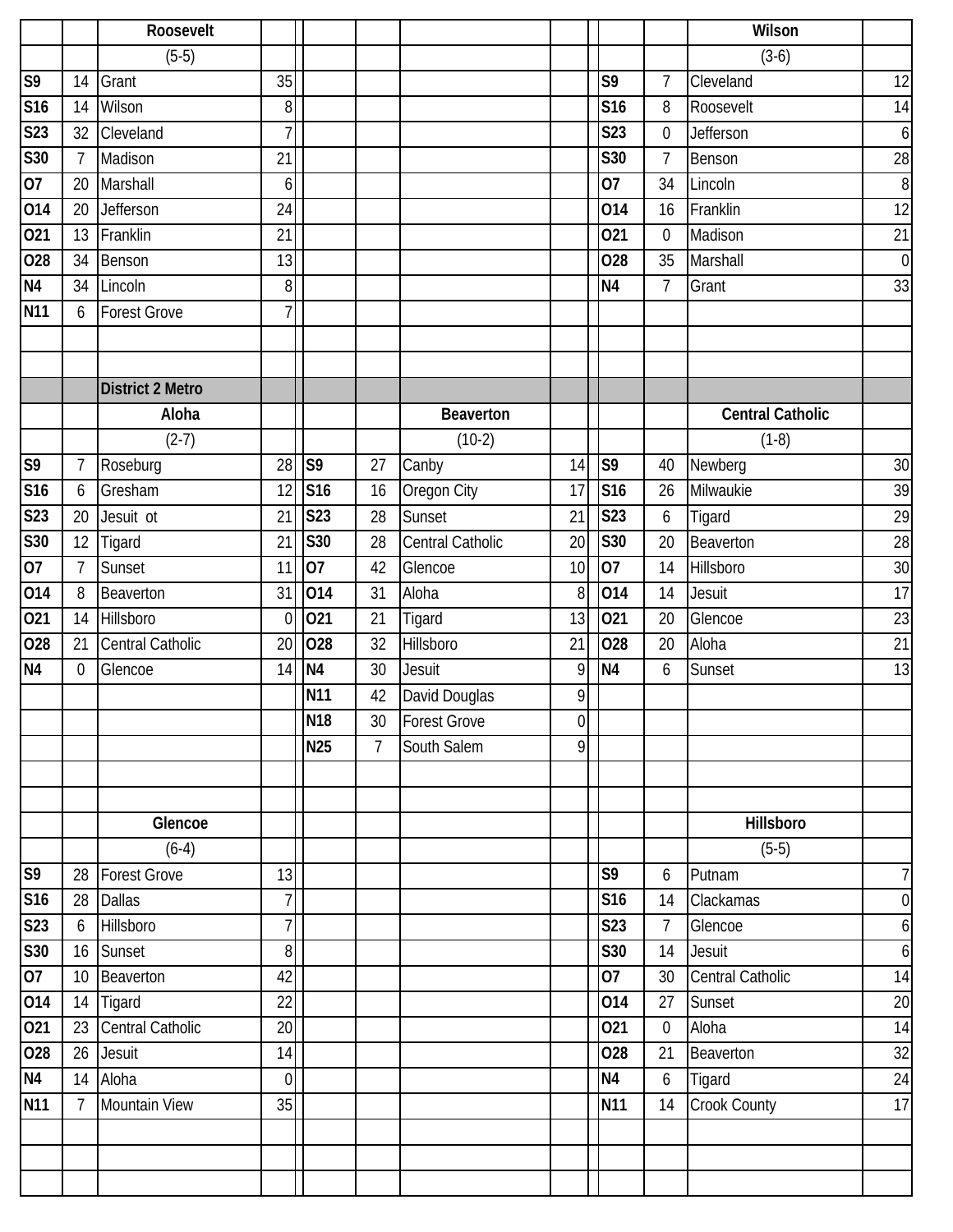| | | Roosevelt | | | | | | | | | Wilson | |
|---|---|---|---|---|---|---|---|---|---|---|---|---|
| | | (5-5) | | | | | | | | | (3-6) | |
| S9 | 14 | Grant | 35 | | | | | | S9 | 7 | Cleveland | 12 |
| S16 | 14 | Wilson | 8 | | | | | | S16 | 8 | Roosevelt | 14 |
| S23 | 32 | Cleveland | 7 | | | | | | S23 | 0 | Jefferson | 6 |
| S30 | 7 | Madison | 21 | | | | | | S30 | 7 | Benson | 28 |
| O7 | 20 | Marshall | 6 | | | | | | O7 | 34 | Lincoln | 8 |
| O14 | 20 | Jefferson | 24 | | | | | | O14 | 16 | Franklin | 12 |
| O21 | 13 | Franklin | 21 | | | | | | O21 | 0 | Madison | 21 |
| O28 | 34 | Benson | 13 | | | | | | O28 | 35 | Marshall | 0 |
| N4 | 34 | Lincoln | 8 | | | | | | N4 | 7 | Grant | 33 |
| N11 | 6 | Forest Grove | 7 | | | | | | | | | |
| | | | | | | | | | | | | |
| | | | | | | | | | | | | |
| | | **District 2 Metro** | | | | | | | | | | |
| | | Aloha | | | | Beaverton | | | | | Central Catholic | |
| | | (2-7) | | | | (10-2) | | | | | (1-8) | |
| S9 | 7 | Roseburg | 28 | S9 | 27 | Canby | 14 | | S9 | 40 | Newberg | 30 |
| S16 | 6 | Gresham | 12 | S16 | 16 | Oregon City | 17 | | S16 | 26 | Milwaukie | 39 |
| S23 | 20 | Jesuit ot | 21 | S23 | 28 | Sunset | 21 | | S23 | 6 | Tigard | 29 |
| S30 | 12 | Tigard | 21 | S30 | 28 | Central Catholic | 20 | | S30 | 20 | Beaverton | 28 |
| O7 | 7 | Sunset | 11 | O7 | 42 | Glencoe | 10 | | O7 | 14 | Hillsboro | 30 |
| O14 | 8 | Beaverton | 31 | O14 | 31 | Aloha | 8 | | O14 | 14 | Jesuit | 17 |
| O21 | 14 | Hillsboro | 0 | O21 | 21 | Tigard | 13 | | O21 | 20 | Glencoe | 23 |
| O28 | 21 | Central Catholic | 20 | O28 | 32 | Hillsboro | 21 | | O28 | 20 | Aloha | 21 |
| N4 | 0 | Glencoe | 14 | N4 | 30 | Jesuit | 9 | | N4 | 6 | Sunset | 13 |
| | | | | N11 | 42 | David Douglas | 9 | | | | | |
| | | | | N18 | 30 | Forest Grove | 0 | | | | | |
| | | | | N25 | 7 | South Salem | 9 | | | | | |
| | | | | | | | | | | | | |
| | | | | | | | | | | | | |
| | | Glencoe | | | | | | | | | Hillsboro | |
| | | (6-4) | | | | | | | | | (5-5) | |
| S9 | 28 | Forest Grove | 13 | | | | | | S9 | 6 | Putnam | 7 |
| S16 | 28 | Dallas | 7 | | | | | | S16 | 14 | Clackamas | 0 |
| S23 | 6 | Hillsboro | 7 | | | | | | S23 | 7 | Glencoe | 6 |
| S30 | 16 | Sunset | 8 | | | | | | S30 | 14 | Jesuit | 6 |
| O7 | 10 | Beaverton | 42 | | | | | | O7 | 30 | Central Catholic | 14 |
| O14 | 14 | Tigard | 22 | | | | | | O14 | 27 | Sunset | 20 |
| O21 | 23 | Central Catholic | 20 | | | | | | O21 | 0 | Aloha | 14 |
| O28 | 26 | Jesuit | 14 | | | | | | O28 | 21 | Beaverton | 32 |
| N4 | 14 | Aloha | 0 | | | | | | N4 | 6 | Tigard | 24 |
| N11 | 7 | Mountain View | 35 | | | | | | N11 | 14 | Crook County | 17 |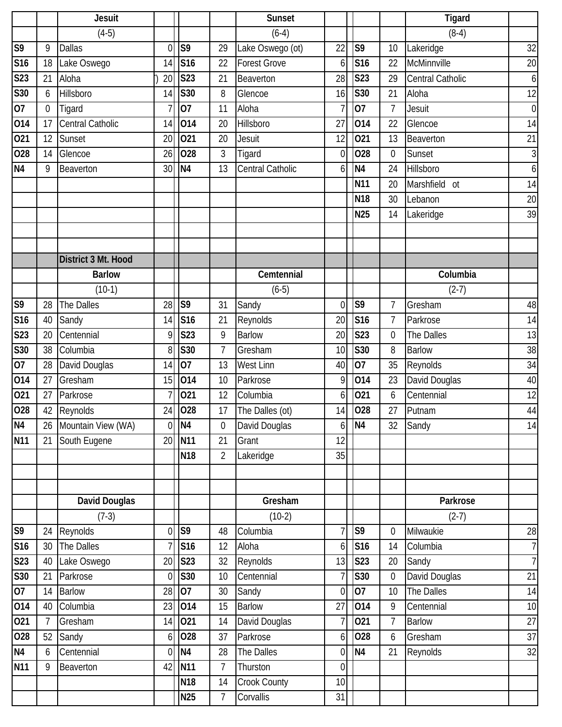| | | Jesuit | | | | | Sunset | | | | | Tigard | |
|---|---|---|---|---|---|---|---|---|---|---|---|---|---|
| | | (4-5) | | | | | (6-4) | | | | | (8-4) | |
| S9 | 9 | Dallas | 0 | | S9 | 29 | Lake Oswego (ot) | 22 | | S9 | 10 | Lakeridge | 32 |
| S16 | 18 | Lake Oswego | 14 | | S16 | 22 | Forest Grove | 6 | | S16 | 22 | McMinnville | 20 |
| S23 | 21 | Aloha | ) 20 | | S23 | 21 | Beaverton | 28 | | S23 | 29 | Central Catholic | 6 |
| S30 | 6 | Hillsboro | 14 | | S30 | 8 | Glencoe | 16 | | S30 | 21 | Aloha | 12 |
| O7 | 0 | Tigard | 7 | | O7 | 11 | Aloha | 7 | | O7 | 7 | Jesuit | 0 |
| O14 | 17 | Central Catholic | 14 | | O14 | 20 | Hillsboro | 27 | | O14 | 22 | Glencoe | 14 |
| O21 | 12 | Sunset | 20 | | O21 | 20 | Jesuit | 12 | | O21 | 13 | Beaverton | 21 |
| O28 | 14 | Glencoe | 26 | | O28 | 3 | Tigard | 0 | | O28 | 0 | Sunset | 3 |
| N4 | 9 | Beaverton | 30 | | N4 | 13 | Central Catholic | 6 | | N4 | 24 | Hillsboro | 6 |
| | | | | | | | | | | N11 | 20 | Marshfield ot | 14 |
| | | | | | | | | | | N18 | 30 | Lebanon | 20 |
| | | | | | | | | | | N25 | 14 | Lakeridge | 39 |
| | | **District 3 Mt. Hood** | | | | | | | | | | | |
| | | Barlow | | | | | Cemtennial | | | | | Columbia | |
| | | (10-1) | | | | | (6-5) | | | | | (2-7) | |
| S9 | 28 | The Dalles | 28 | | S9 | 31 | Sandy | 0 | | S9 | 7 | Gresham | 48 |
| S16 | 40 | Sandy | 14 | | S16 | 21 | Reynolds | 20 | | S16 | 7 | Parkrose | 14 |
| S23 | 20 | Centennial | 9 | | S23 | 9 | Barlow | 20 | | S23 | 0 | The Dalles | 13 |
| S30 | 38 | Columbia | 8 | | S30 | 7 | Gresham | 10 | | S30 | 8 | Barlow | 38 |
| O7 | 28 | David Douglas | 14 | | O7 | 13 | West Linn | 40 | | O7 | 35 | Reynolds | 34 |
| O14 | 27 | Gresham | 15 | | O14 | 10 | Parkrose | 9 | | O14 | 23 | David Douglas | 40 |
| O21 | 27 | Parkrose | 7 | | O21 | 12 | Columbia | 6 | | O21 | 6 | Centennial | 12 |
| O28 | 42 | Reynolds | 24 | | O28 | 17 | The Dalles (ot) | 14 | | O28 | 27 | Putnam | 44 |
| N4 | 26 | Mountain View (WA) | 0 | | N4 | 0 | David Douglas | 6 | | N4 | 32 | Sandy | 14 |
| N11 | 21 | South Eugene | 20 | | N11 | 21 | Grant | 12 | | | | | |
| | | | | | N18 | 2 | Lakeridge | 35 | | | | | |
| | | David Douglas | | | | | Gresham | | | | | Parkrose | |
| | | (7-3) | | | | | (10-2) | | | | | (2-7) | |
| S9 | 24 | Reynolds | 0 | | S9 | 48 | Columbia | 7 | | S9 | 0 | Milwaukie | 28 |
| S16 | 30 | The Dalles | 7 | | S16 | 12 | Aloha | 6 | | S16 | 14 | Columbia | 7 |
| S23 | 40 | Lake Oswego | 20 | | S23 | 32 | Reynolds | 13 | | S23 | 20 | Sandy | 7 |
| S30 | 21 | Parkrose | 0 | | S30 | 10 | Centennial | 7 | | S30 | 0 | David Douglas | 21 |
| O7 | 14 | Barlow | 28 | | O7 | 30 | Sandy | 0 | | O7 | 10 | The Dalles | 14 |
| O14 | 40 | Columbia | 23 | | O14 | 15 | Barlow | 27 | | O14 | 9 | Centennial | 10 |
| O21 | 7 | Gresham | 14 | | O21 | 14 | David Douglas | 7 | | O21 | 7 | Barlow | 27 |
| O28 | 52 | Sandy | 6 | | O28 | 37 | Parkrose | 6 | | O28 | 6 | Gresham | 37 |
| N4 | 6 | Centennial | 0 | | N4 | 28 | The Dalles | 0 | | N4 | 21 | Reynolds | 32 |
| N11 | 9 | Beaverton | 42 | | N11 | 7 | Thurston | 0 | | | | | |
| | | | | | N18 | 14 | Crook County | 10 | | | | | |
| | | | | | N25 | 7 | Corvallis | 31 | | | | | |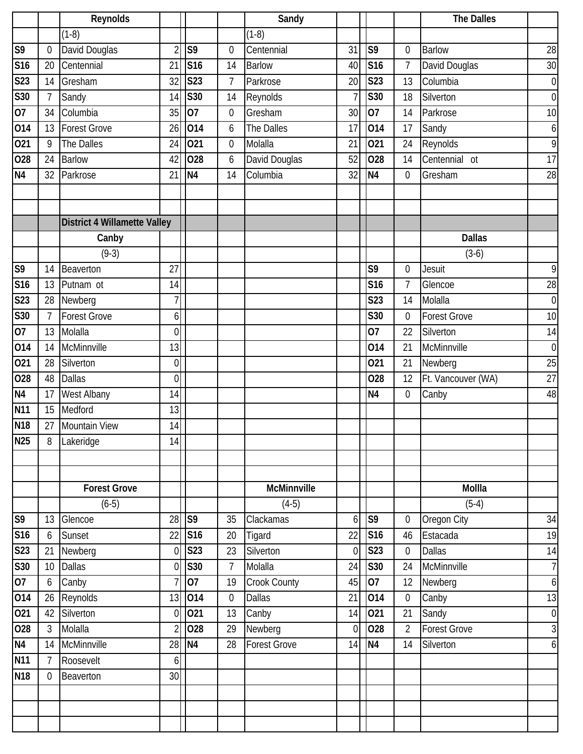| | | Reynolds | | | | | Sandy | | | | | The Dalles | |
|---|---|---|---|---|---|---|---|---|---|---|---|---|---|
| | | (1-8) | | | | | (1-8) | | | | | | |
| S9 | 0 | David Douglas | 2 | | S9 | 0 | Centennial | 31 | | S9 | 0 | Barlow | 28 |
| S16 | 20 | Centennial | 21 | | S16 | 14 | Barlow | 40 | | S16 | 7 | David Douglas | 30 |
| S23 | 14 | Gresham | 32 | | S23 | 7 | Parkrose | 20 | | S23 | 13 | Columbia | 0 |
| S30 | 7 | Sandy | 14 | | S30 | 14 | Reynolds | 7 | | S30 | 18 | Silverton | 0 |
| O7 | 34 | Columbia | 35 | | O7 | 0 | Gresham | 30 | | O7 | 14 | Parkrose | 10 |
| O14 | 13 | Forest Grove | 26 | | O14 | 6 | The Dalles | 17 | | O14 | 17 | Sandy | 6 |
| O21 | 9 | The Dalles | 24 | | O21 | 0 | Molalla | 21 | | O21 | 24 | Reynolds | 9 |
| O28 | 24 | Barlow | 42 | | O28 | 6 | David Douglas | 52 | | O28 | 14 | Centennial ot | 17 |
| N4 | 32 | Parkrose | 21 | | N4 | 14 | Columbia | 32 | | N4 | 0 | Gresham | 28 |

| | | District 4 Willamette Valley | | | | | | | | | | | |
|---|---|---|---|---|---|---|---|---|---|---|---|---|---|
| | | Canby | | | | | | | | | | Dallas | |
| | | (9-3) | | | | | | | | | | (3-6) | |
| S9 | 14 | Beaverton | 27 | | | | | | | S9 | 0 | Jesuit | 9 |
| S16 | 13 | Putnam ot | 14 | | | | | | | S16 | 7 | Glencoe | 28 |
| S23 | 28 | Newberg | 7 | | | | | | | S23 | 14 | Molalla | 0 |
| S30 | 7 | Forest Grove | 6 | | | | | | | S30 | 0 | Forest Grove | 10 |
| O7 | 13 | Molalla | 0 | | | | | | | O7 | 22 | Silverton | 14 |
| O14 | 14 | McMinnville | 13 | | | | | | | O14 | 21 | McMinnville | 0 |
| O21 | 28 | Silverton | 0 | | | | | | | O21 | 21 | Newberg | 25 |
| O28 | 48 | Dallas | 0 | | | | | | | O28 | 12 | Ft. Vancouver (WA) | 27 |
| N4 | 17 | West Albany | 14 | | | | | | | N4 | 0 | Canby | 48 |
| N11 | 15 | Medford | 13 | | | | | | | | | | |
| N18 | 27 | Mountain View | 14 | | | | | | | | | | |
| N25 | 8 | Lakeridge | 14 | | | | | | | | | | |

| | | Forest Grove | | | | | McMinnville | | | | | Mollla | |
|---|---|---|---|---|---|---|---|---|---|---|---|---|---|
| | | (6-5) | | | | | (4-5) | | | | | (5-4) | |
| S9 | 13 | Glencoe | 28 | | S9 | 35 | Clackamas | 6 | | S9 | 0 | Oregon City | 34 |
| S16 | 6 | Sunset | 22 | | S16 | 20 | Tigard | 22 | | S16 | 46 | Estacada | 19 |
| S23 | 21 | Newberg | 0 | | S23 | 23 | Silverton | 0 | | S23 | 0 | Dallas | 14 |
| S30 | 10 | Dallas | 0 | | S30 | 7 | Molalla | 24 | | S30 | 24 | McMinnville | 7 |
| O7 | 6 | Canby | 7 | | O7 | 19 | Crook County | 45 | | O7 | 12 | Newberg | 6 |
| O14 | 26 | Reynolds | 13 | | O14 | 0 | Dallas | 21 | | O14 | 0 | Canby | 13 |
| O21 | 42 | Silverton | 0 | | O21 | 13 | Canby | 14 | | O21 | 21 | Sandy | 0 |
| O28 | 3 | Molalla | 2 | | O28 | 29 | Newberg | 0 | | O28 | 2 | Forest Grove | 3 |
| N4 | 14 | McMinnville | 28 | | N4 | 28 | Forest Grove | 14 | | N4 | 14 | Silverton | 6 |
| N11 | 7 | Roosevelt | 6 | | | | | | | | | | |
| N18 | 0 | Beaverton | 30 | | | | | | | | | | |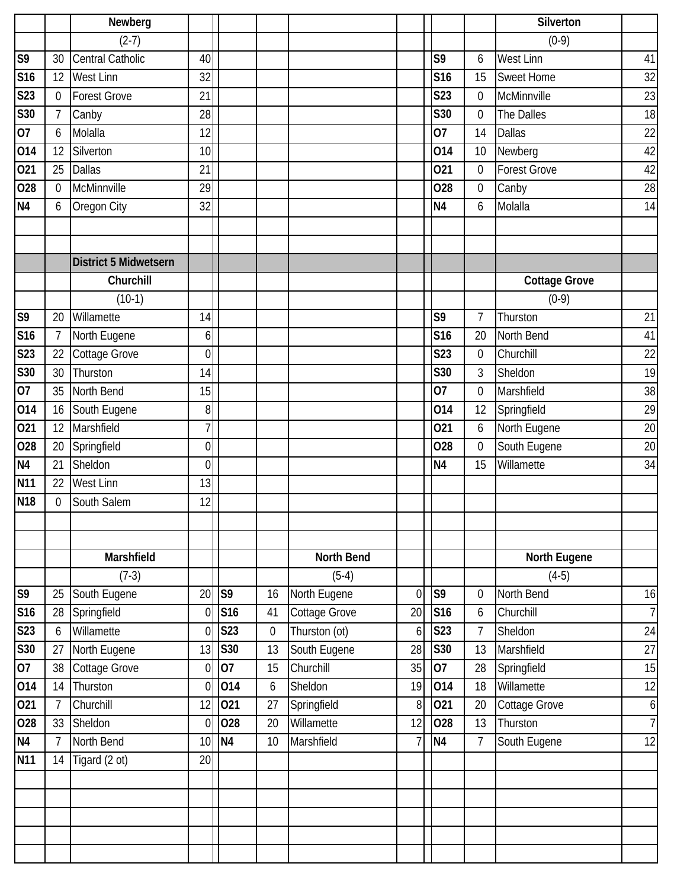### Newberg

(2-7)

| Date | Score | Opponent | Opp |
|---|---|---|---|
| S9 | 30 | Central Catholic | 40 |
| S16 | 12 | West Linn | 32 |
| S23 | 0 | Forest Grove | 21 |
| S30 | 7 | Canby | 28 |
| O7 | 6 | Molalla | 12 |
| O14 | 12 | Silverton | 10 |
| O21 | 25 | Dallas | 21 |
| O28 | 0 | McMinnville | 29 |
| N4 | 6 | Oregon City | 32 |

### Silverton

(0-9)

| Date | Score | Opponent | Opp |
|---|---|---|---|
| S9 | 6 | West Linn | 41 |
| S16 | 15 | Sweet Home | 32 |
| S23 | 0 | McMinnville | 23 |
| S30 | 0 | The Dalles | 18 |
| O7 | 14 | Dallas | 22 |
| O14 | 10 | Newberg | 42 |
| O21 | 0 | Forest Grove | 42 |
| O28 | 0 | Canby | 28 |
| N4 | 6 | Molalla | 14 |

## District 5 Midwetsern

### Churchill

(10-1)

| Date | Score | Opponent | Opp |
|---|---|---|---|
| S9 | 20 | Willamette | 14 |
| S16 | 7 | North Eugene | 6 |
| S23 | 22 | Cottage Grove | 0 |
| S30 | 30 | Thurston | 14 |
| O7 | 35 | North Bend | 15 |
| O14 | 16 | South Eugene | 8 |
| O21 | 12 | Marshfield | 7 |
| O28 | 20 | Springfield | 0 |
| N4 | 21 | Sheldon | 0 |
| N11 | 22 | West Linn | 13 |
| N18 | 0 | South Salem | 12 |

### Cottage Grove

(0-9)

| Date | Score | Opponent | Opp |
|---|---|---|---|
| S9 | 7 | Thurston | 21 |
| S16 | 20 | North Bend | 41 |
| S23 | 0 | Churchill | 22 |
| S30 | 3 | Sheldon | 19 |
| O7 | 0 | Marshfield | 38 |
| O14 | 12 | Springfield | 29 |
| O21 | 6 | North Eugene | 20 |
| O28 | 0 | South Eugene | 20 |
| N4 | 15 | Willamette | 34 |

### Marshfield

(7-3)

| Date | Score | Opponent | Opp |
|---|---|---|---|
| S9 | 25 | South Eugene | 20 |
| S16 | 28 | Springfield | 0 |
| S23 | 6 | Willamette | 0 |
| S30 | 27 | North Eugene | 13 |
| O7 | 38 | Cottage Grove | 0 |
| O14 | 14 | Thurston | 0 |
| O21 | 7 | Churchill | 12 |
| O28 | 33 | Sheldon | 0 |
| N4 | 7 | North Bend | 10 |
| N11 | 14 | Tigard (2 ot) | 20 |

### North Bend

(5-4)

| Date | Score | Opponent | Opp |
|---|---|---|---|
| S9 | 16 | North Eugene | 0 |
| S16 | 41 | Cottage Grove | 20 |
| S23 | 0 | Thurston (ot) | 6 |
| S30 | 13 | South Eugene | 28 |
| O7 | 15 | Churchill | 35 |
| O14 | 6 | Sheldon | 19 |
| O21 | 27 | Springfield | 8 |
| O28 | 20 | Willamette | 12 |
| N4 | 10 | Marshfield | 7 |

### North Eugene

(4-5)

| Date | Score | Opponent | Opp |
|---|---|---|---|
| S9 | 0 | North Bend | 16 |
| S16 | 6 | Churchill | 7 |
| S23 | 7 | Sheldon | 24 |
| S30 | 13 | Marshfield | 27 |
| O7 | 28 | Springfield | 15 |
| O14 | 18 | Willamette | 12 |
| O21 | 20 | Cottage Grove | 6 |
| O28 | 13 | Thurston | 7 |
| N4 | 7 | South Eugene | 12 |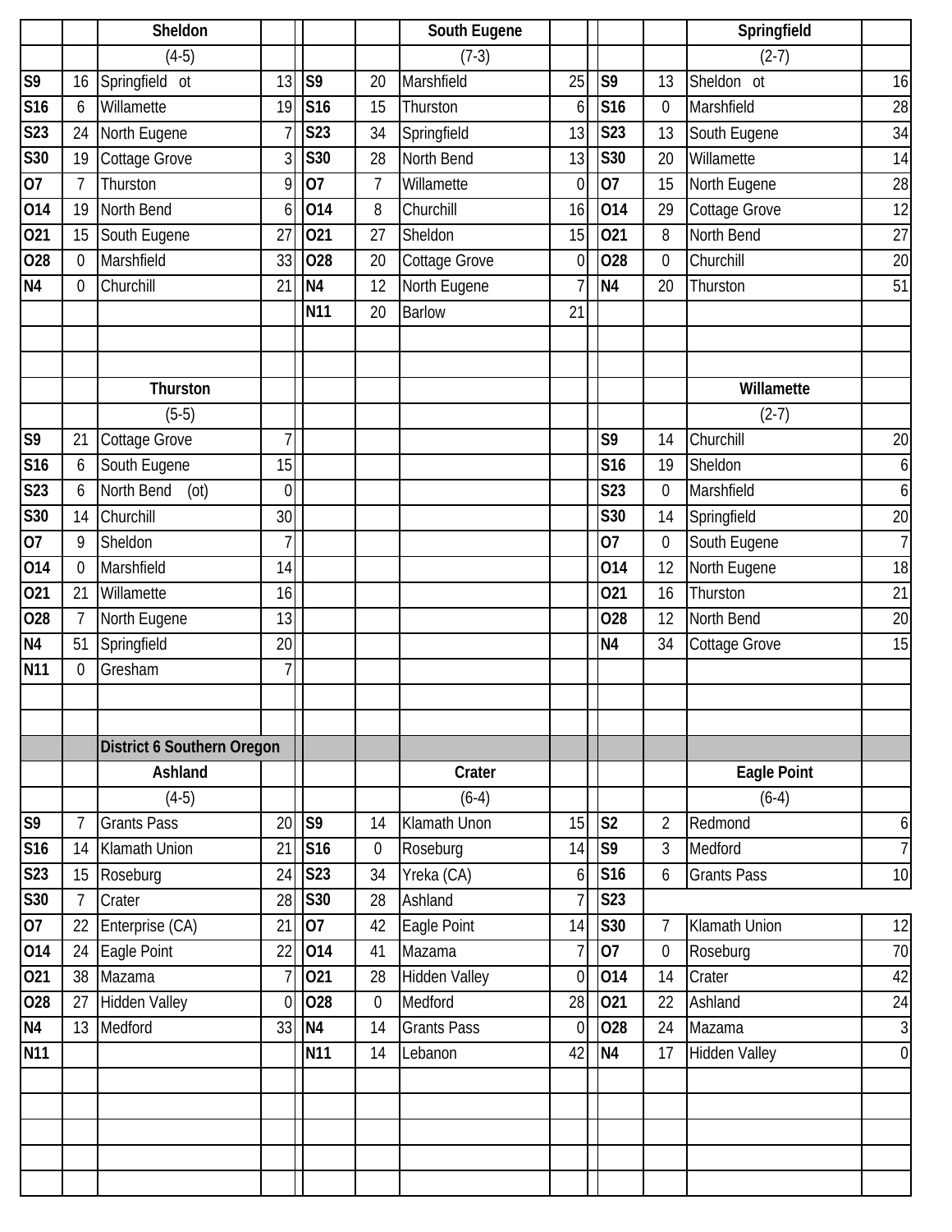| | | Sheldon | | | | South Eugene | | | | Springfield | |
|---|---|---|---|---|---|---|---|---|---|---|---|
| | | (4-5) | | | | (7-3) | | | | (2-7) | |
| S9 | 16 | Springfield ot | 13 | S9 | 20 | Marshfield | 25 | S9 | 13 | Sheldon ot | 16 |
| S16 | 6 | Willamette | 19 | S16 | 15 | Thurston | 6 | S16 | 0 | Marshfield | 28 |
| S23 | 24 | North Eugene | 7 | S23 | 34 | Springfield | 13 | S23 | 13 | South Eugene | 34 |
| S30 | 19 | Cottage Grove | 3 | S30 | 28 | North Bend | 13 | S30 | 20 | Willamette | 14 |
| O7 | 7 | Thurston | 9 | O7 | 7 | Willamette | 0 | O7 | 15 | North Eugene | 28 |
| O14 | 19 | North Bend | 6 | O14 | 8 | Churchill | 16 | O14 | 29 | Cottage Grove | 12 |
| O21 | 15 | South Eugene | 27 | O21 | 27 | Sheldon | 15 | O21 | 8 | North Bend | 27 |
| O28 | 0 | Marshfield | 33 | O28 | 20 | Cottage Grove | 0 | O28 | 0 | Churchill | 20 |
| N4 | 0 | Churchill | 21 | N4 | 12 | North Eugene | 7 | N4 | 20 | Thurston | 51 |
| | | | | N11 | 20 | Barlow | 21 | | | | |

| | | Thurston | | | | Willamette | |
|---|---|---|---|---|---|---|---|
| | | (5-5) | | | | (2-7) | |
| S9 | 21 | Cottage Grove | 7 | S9 | 14 | Churchill | 20 |
| S16 | 6 | South Eugene | 15 | S16 | 19 | Sheldon | 6 |
| S23 | 6 | North Bend (ot) | 0 | S23 | 0 | Marshfield | 6 |
| S30 | 14 | Churchill | 30 | S30 | 14 | Springfield | 20 |
| O7 | 9 | Sheldon | 7 | O7 | 0 | South Eugene | 7 |
| O14 | 0 | Marshfield | 14 | O14 | 12 | North Eugene | 18 |
| O21 | 21 | Willamette | 16 | O21 | 16 | Thurston | 21 |
| O28 | 7 | North Eugene | 13 | O28 | 12 | North Bend | 20 |
| N4 | 51 | Springfield | 20 | N4 | 34 | Cottage Grove | 15 |
| N11 | 0 | Gresham | 7 | | | | |

**District 6 Southern Oregon**

| | | Ashland | | | | Crater | | | | Eagle Point | |
|---|---|---|---|---|---|---|---|---|---|---|---|
| | | (4-5) | | | | (6-4) | | | | (6-4) | |
| S9 | 7 | Grants Pass | 20 | S9 | 14 | Klamath Unon | 15 | S2 | 2 | Redmond | 6 |
| S16 | 14 | Klamath Union | 21 | S16 | 0 | Roseburg | 14 | S9 | 3 | Medford | 7 |
| S23 | 15 | Roseburg | 24 | S23 | 34 | Yreka (CA) | 6 | S16 | 6 | Grants Pass | 10 |
| S30 | 7 | Crater | 28 | S30 | 28 | Ashland | 7 | S23 | | | |
| O7 | 22 | Enterprise (CA) | 21 | O7 | 42 | Eagle Point | 14 | S30 | 7 | Klamath Union | 12 |
| O14 | 24 | Eagle Point | 22 | O14 | 41 | Mazama | 7 | O7 | 0 | Roseburg | 70 |
| O21 | 38 | Mazama | 7 | O21 | 28 | Hidden Valley | 0 | O14 | 14 | Crater | 42 |
| O28 | 27 | Hidden Valley | 0 | O28 | 0 | Medford | 28 | O21 | 22 | Ashland | 24 |
| N4 | 13 | Medford | 33 | N4 | 14 | Grants Pass | 0 | O28 | 24 | Mazama | 3 |
| N11 | | | | N11 | 14 | Lebanon | 42 | N4 | 17 | Hidden Valley | 0 |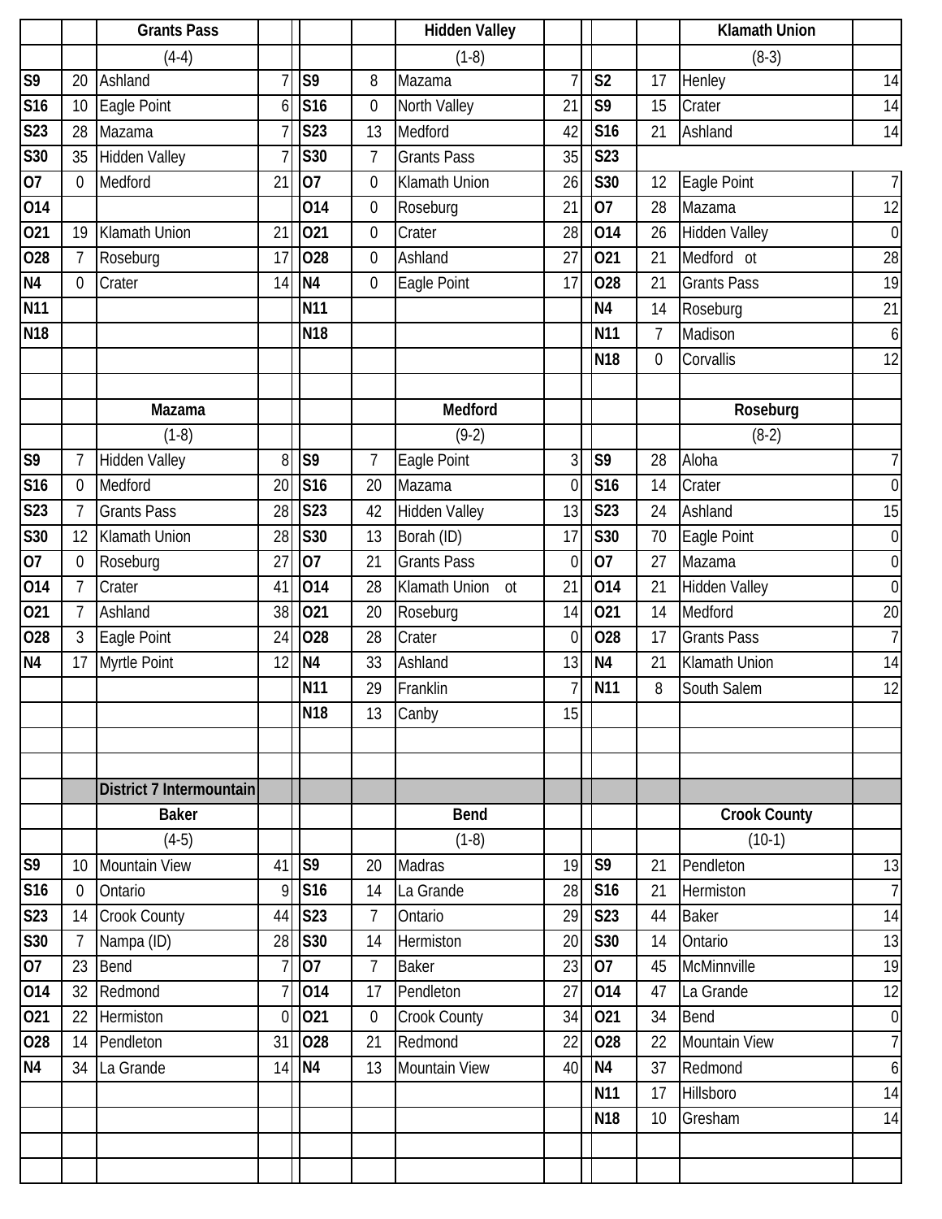| | | Grants Pass | | | | Hidden Valley | | | | Klamath Union | |
|---|---|---|---|---|---|---|---|---|---|---|---|
| | | (4-4) | | | | (1-8) | | | | (8-3) | |
| S9 | 20 | Ashland | 7 | S9 | 8 | Mazama | 7 | S2 | 17 | Henley | 14 |
| S16 | 10 | Eagle Point | 6 | S16 | 0 | North Valley | 21 | S9 | 15 | Crater | 14 |
| S23 | 28 | Mazama | 7 | S23 | 13 | Medford | 42 | S16 | 21 | Ashland | 14 |
| S30 | 35 | Hidden Valley | 7 | S30 | 7 | Grants Pass | 35 | S23 | | | |
| O7 | 0 | Medford | 21 | O7 | 0 | Klamath Union | 26 | S30 | 12 | Eagle Point | 7 |
| O14 | | | | O14 | 0 | Roseburg | 21 | O7 | 28 | Mazama | 12 |
| O21 | 19 | Klamath Union | 21 | O21 | 0 | Crater | 28 | O14 | 26 | Hidden Valley | 0 |
| O28 | 7 | Roseburg | 17 | O28 | 0 | Ashland | 27 | O21 | 21 | Medford ot | 28 |
| N4 | 0 | Crater | 14 | N4 | 0 | Eagle Point | 17 | O28 | 21 | Grants Pass | 19 |
| N11 | | | | N11 | | | | N4 | 14 | Roseburg | 21 |
| N18 | | | | N18 | | | | N11 | 7 | Madison | 6 |
| | | | | | | | | N18 | 0 | Corvallis | 12 |
| | | | | | | | | | | | |
| | | Mazama | | | | Medford | | | | Roseburg | |
| | | (1-8) | | | | (9-2) | | | | (8-2) | |
| S9 | 7 | Hidden Valley | 8 | S9 | 7 | Eagle Point | 3 | S9 | 28 | Aloha | 7 |
| S16 | 0 | Medford | 20 | S16 | 20 | Mazama | 0 | S16 | 14 | Crater | 0 |
| S23 | 7 | Grants Pass | 28 | S23 | 42 | Hidden Valley | 13 | S23 | 24 | Ashland | 15 |
| S30 | 12 | Klamath Union | 28 | S30 | 13 | Borah (ID) | 17 | S30 | 70 | Eagle Point | 0 |
| O7 | 0 | Roseburg | 27 | O7 | 21 | Grants Pass | 0 | O7 | 27 | Mazama | 0 |
| O14 | 7 | Crater | 41 | O14 | 28 | Klamath Union ot | 21 | O14 | 21 | Hidden Valley | 0 |
| O21 | 7 | Ashland | 38 | O21 | 20 | Roseburg | 14 | O21 | 14 | Medford | 20 |
| O28 | 3 | Eagle Point | 24 | O28 | 28 | Crater | 0 | O28 | 17 | Grants Pass | 7 |
| N4 | 17 | Myrtle Point | 12 | N4 | 33 | Ashland | 13 | N4 | 21 | Klamath Union | 14 |
| | | | | N11 | 29 | Franklin | 7 | N11 | 8 | South Salem | 12 |
| | | | | N18 | 13 | Canby | 15 | | | | |
| | | | | | | | | | | | |
| | | | | | | | | | | | |
| | | District 7 Intermountain | | | | | | | | | |
| | | Baker | | | | Bend | | | | Crook County | |
| | | (4-5) | | | | (1-8) | | | | (10-1) | |
| S9 | 10 | Mountain View | 41 | S9 | 20 | Madras | 19 | S9 | 21 | Pendleton | 13 |
| S16 | 0 | Ontario | 9 | S16 | 14 | La Grande | 28 | S16 | 21 | Hermiston | 7 |
| S23 | 14 | Crook County | 44 | S23 | 7 | Ontario | 29 | S23 | 44 | Baker | 14 |
| S30 | 7 | Nampa (ID) | 28 | S30 | 14 | Hermiston | 20 | S30 | 14 | Ontario | 13 |
| O7 | 23 | Bend | 7 | O7 | 7 | Baker | 23 | O7 | 45 | McMinnville | 19 |
| O14 | 32 | Redmond | 7 | O14 | 17 | Pendleton | 27 | O14 | 47 | La Grande | 12 |
| O21 | 22 | Hermiston | 0 | O21 | 0 | Crook County | 34 | O21 | 34 | Bend | 0 |
| O28 | 14 | Pendleton | 31 | O28 | 21 | Redmond | 22 | O28 | 22 | Mountain View | 7 |
| N4 | 34 | La Grande | 14 | N4 | 13 | Mountain View | 40 | N4 | 37 | Redmond | 6 |
| | | | | | | | | N11 | 17 | Hillsboro | 14 |
| | | | | | | | | N18 | 10 | Gresham | 14 |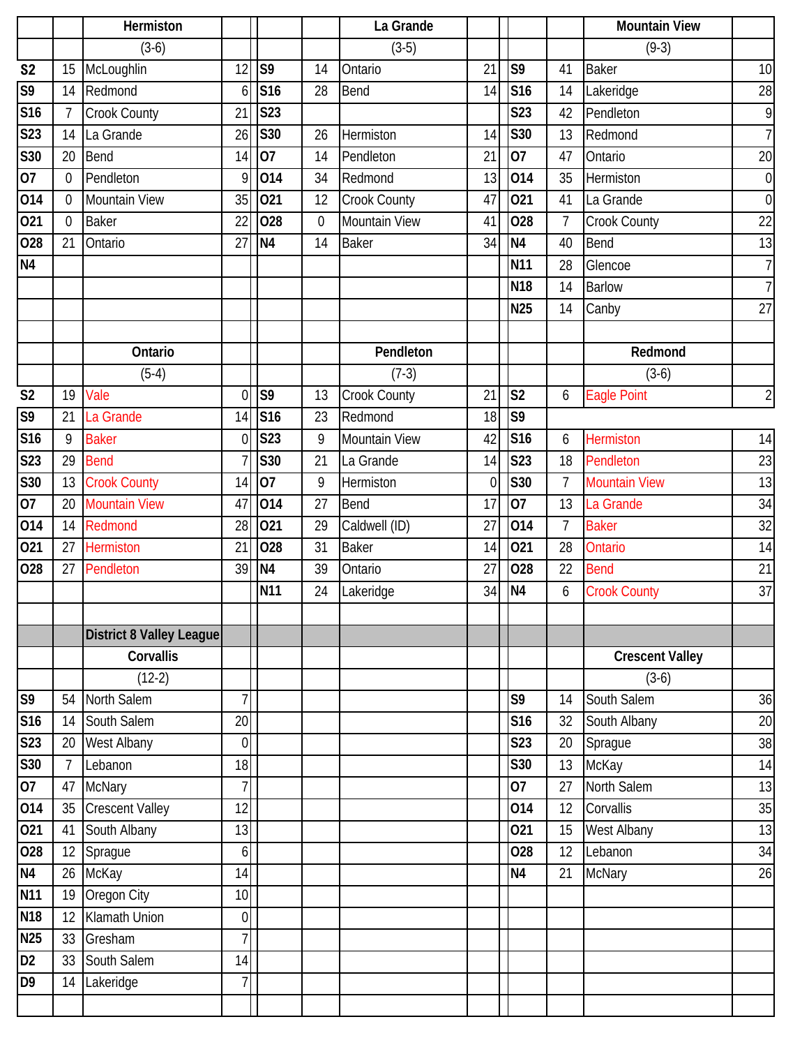| | | Hermiston | | | | La Grande | | | | Mountain View | |
|---|---|---|---|---|---|---|---|---|---|---|---|
| | | (3-6) | | | | (3-5) | | | | (9-3) | |
| S2 | 15 | McLoughlin | 12 | S9 | 14 | Ontario | 21 | S9 | 41 | Baker | 10 |
| S9 | 14 | Redmond | 6 | S16 | 28 | Bend | 14 | S16 | 14 | Lakeridge | 28 |
| S16 | 7 | Crook County | 21 | S23 | | | | S23 | 42 | Pendleton | 9 |
| S23 | 14 | La Grande | 26 | S30 | 26 | Hermiston | 14 | S30 | 13 | Redmond | 7 |
| S30 | 20 | Bend | 14 | O7 | 14 | Pendleton | 21 | O7 | 47 | Ontario | 20 |
| O7 | 0 | Pendleton | 9 | O14 | 34 | Redmond | 13 | O14 | 35 | Hermiston | 0 |
| O14 | 0 | Mountain View | 35 | O21 | 12 | Crook County | 47 | O21 | 41 | La Grande | 0 |
| O21 | 0 | Baker | 22 | O28 | 0 | Mountain View | 41 | O28 | 7 | Crook County | 22 |
| O28 | 21 | Ontario | 27 | N4 | 14 | Baker | 34 | N4 | 40 | Bend | 13 |
| N4 | | | | | | | | N11 | 28 | Glencoe | 7 |
| | | | | | | | | N18 | 14 | Barlow | 7 |
| | | | | | | | | N25 | 14 | Canby | 27 |

| | | Ontario | | | | Pendleton | | | | Redmond | |
|---|---|---|---|---|---|---|---|---|---|---|---|
| | | (5-4) | | | | (7-3) | | | | (3-6) | |
| S2 | 19 | Vale | 0 | S9 | 13 | Crook County | 21 | S2 | 6 | Eagle Point | 2 |
| S9 | 21 | La Grande | 14 | S16 | 23 | Redmond | 18 | S9 | | | |
| S16 | 9 | Baker | 0 | S23 | 9 | Mountain View | 42 | S16 | 6 | Hermiston | 14 |
| S23 | 29 | Bend | 7 | S30 | 21 | La Grande | 14 | S23 | 18 | Pendleton | 23 |
| S30 | 13 | Crook County | 14 | O7 | 9 | Hermiston | 0 | S30 | 7 | Mountain View | 13 |
| O7 | 20 | Mountain View | 47 | O14 | 27 | Bend | 17 | O7 | 13 | La Grande | 34 |
| O14 | 14 | Redmond | 28 | O21 | 29 | Caldwell (ID) | 27 | O14 | 7 | Baker | 32 |
| O21 | 27 | Hermiston | 21 | O28 | 31 | Baker | 14 | O21 | 28 | Ontario | 14 |
| O28 | 27 | Pendleton | 39 | N4 | 39 | Ontario | 27 | O28 | 22 | Bend | 21 |
| | | | | N11 | 24 | Lakeridge | 34 | N4 | 6 | Crook County | 37 |

**District 8 Valley League**

| | | Corvallis | | | | Crescent Valley | |
|---|---|---|---|---|---|---|---|
| | | (12-2) | | | | (3-6) | |
| S9 | 54 | North Salem | 7 | S9 | 14 | South Salem | 36 |
| S16 | 14 | South Salem | 20 | S16 | 32 | South Albany | 20 |
| S23 | 20 | West Albany | 0 | S23 | 20 | Sprague | 38 |
| S30 | 7 | Lebanon | 18 | S30 | 13 | McKay | 14 |
| O7 | 47 | McNary | 7 | O7 | 27 | North Salem | 13 |
| O14 | 35 | Crescent Valley | 12 | O14 | 12 | Corvallis | 35 |
| O21 | 41 | South Albany | 13 | O21 | 15 | West Albany | 13 |
| O28 | 12 | Sprague | 6 | O28 | 12 | Lebanon | 34 |
| N4 | 26 | McKay | 14 | N4 | 21 | McNary | 26 |
| N11 | 19 | Oregon City | 10 | | | | |
| N18 | 12 | Klamath Union | 0 | | | | |
| N25 | 33 | Gresham | 7 | | | | |
| D2 | 33 | South Salem | 14 | | | | |
| D9 | 14 | Lakeridge | 7 | | | | |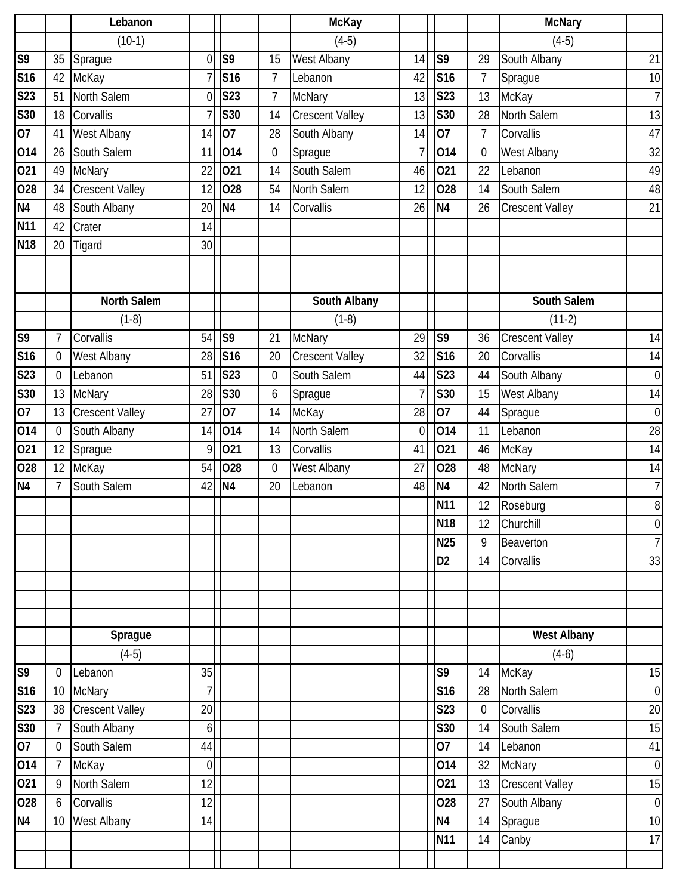| | | Lebanon | | | | McKay | | | | McNary | |
|---|---|---|---|---|---|---|---|---|---|---|---|
| | | (10-1) | | | | (4-5) | | | | (4-5) | |
| S9 | 35 | Sprague | 0 | S9 | 15 | West Albany | 14 | S9 | 29 | South Albany | 21 |
| S16 | 42 | McKay | 7 | S16 | 7 | Lebanon | 42 | S16 | 7 | Sprague | 10 |
| S23 | 51 | North Salem | 0 | S23 | 7 | McNary | 13 | S23 | 13 | McKay | 7 |
| S30 | 18 | Corvallis | 7 | S30 | 14 | Crescent Valley | 13 | S30 | 28 | North Salem | 13 |
| O7 | 41 | West Albany | 14 | O7 | 28 | South Albany | 14 | O7 | 7 | Corvallis | 47 |
| O14 | 26 | South Salem | 11 | O14 | 0 | Sprague | 7 | O14 | 0 | West Albany | 32 |
| O21 | 49 | McNary | 22 | O21 | 14 | South Salem | 46 | O21 | 22 | Lebanon | 49 |
| O28 | 34 | Crescent Valley | 12 | O28 | 54 | North Salem | 12 | O28 | 14 | South Salem | 48 |
| N4 | 48 | South Albany | 20 | N4 | 14 | Corvallis | 26 | N4 | 26 | Crescent Valley | 21 |
| N11 | 42 | Crater | 14 | | | | | | | | |
| N18 | 20 | Tigard | 30 | | | | | | | | |

| | | North Salem | | | | South Albany | | | | South Salem | |
|---|---|---|---|---|---|---|---|---|---|---|---|
| | | (1-8) | | | | (1-8) | | | | (11-2) | |
| S9 | 7 | Corvallis | 54 | S9 | 21 | McNary | 29 | S9 | 36 | Crescent Valley | 14 |
| S16 | 0 | West Albany | 28 | S16 | 20 | Crescent Valley | 32 | S16 | 20 | Corvallis | 14 |
| S23 | 0 | Lebanon | 51 | S23 | 0 | South Salem | 44 | S23 | 44 | South Albany | 0 |
| S30 | 13 | McNary | 28 | S30 | 6 | Sprague | 7 | S30 | 15 | West Albany | 14 |
| O7 | 13 | Crescent Valley | 27 | O7 | 14 | McKay | 28 | O7 | 44 | Sprague | 0 |
| O14 | 0 | South Albany | 14 | O14 | 14 | North Salem | 0 | O14 | 11 | Lebanon | 28 |
| O21 | 12 | Sprague | 9 | O21 | 13 | Corvallis | 41 | O21 | 46 | McKay | 14 |
| O28 | 12 | McKay | 54 | O28 | 0 | West Albany | 27 | O28 | 48 | McNary | 14 |
| N4 | 7 | South Salem | 42 | N4 | 20 | Lebanon | 48 | N4 | 42 | North Salem | 7 |
| | | | | | | | | N11 | 12 | Roseburg | 8 |
| | | | | | | | | N18 | 12 | Churchill | 0 |
| | | | | | | | | N25 | 9 | Beaverton | 7 |
| | | | | | | | | D2 | 14 | Corvallis | 33 |

| | | Sprague | | | | West Albany | |
|---|---|---|---|---|---|---|---|
| | | (4-5) | | | | (4-6) | |
| S9 | 0 | Lebanon | 35 | S9 | 14 | McKay | 15 |
| S16 | 10 | McNary | 7 | S16 | 28 | North Salem | 0 |
| S23 | 38 | Crescent Valley | 20 | S23 | 0 | Corvallis | 20 |
| S30 | 7 | South Albany | 6 | S30 | 14 | South Salem | 15 |
| O7 | 0 | South Salem | 44 | O7 | 14 | Lebanon | 41 |
| O14 | 7 | McKay | 0 | O14 | 32 | McNary | 0 |
| O21 | 9 | North Salem | 12 | O21 | 13 | Crescent Valley | 15 |
| O28 | 6 | Corvallis | 12 | O28 | 27 | South Albany | 0 |
| N4 | 10 | West Albany | 14 | N4 | 14 | Sprague | 10 |
| | | | | N11 | 14 | Canby | 17 |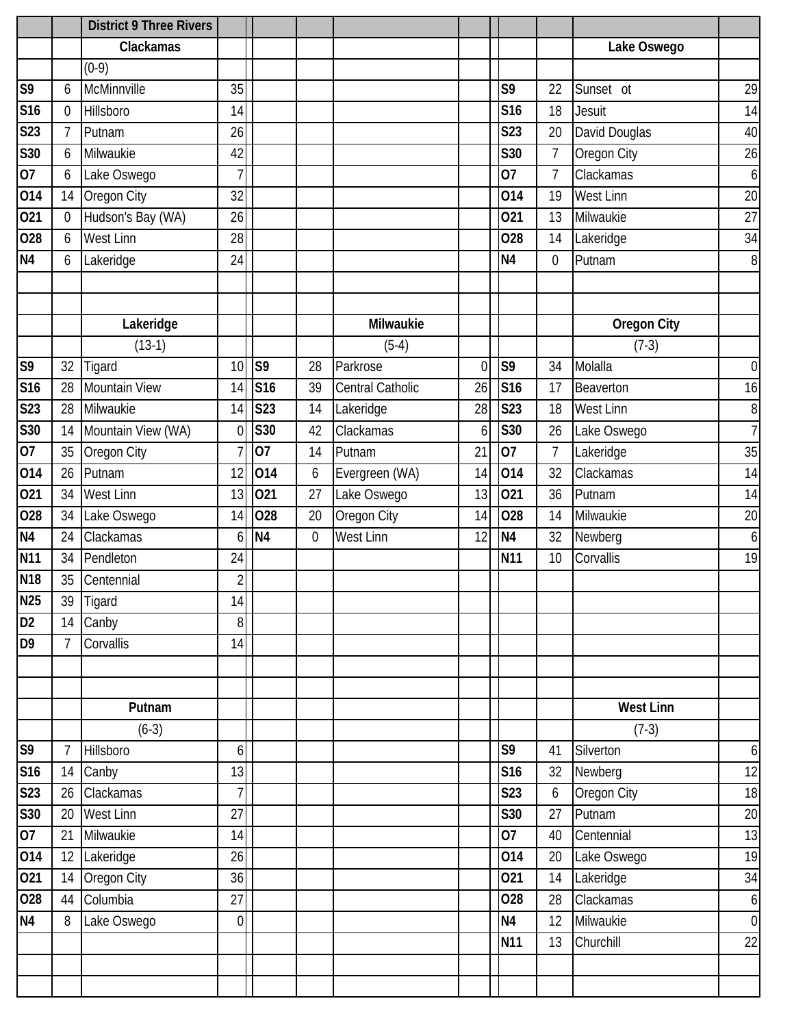## District 9 Three Rivers

### Clackamas

(0-9)

| Date | Score | Opponent | Opp |
|---|---|---|---|
| S9 | 6 | McMinnville | 35 |
| S16 | 0 | Hillsboro | 14 |
| S23 | 7 | Putnam | 26 |
| S30 | 6 | Milwaukie | 42 |
| O7 | 6 | Lake Oswego | 7 |
| O14 | 14 | Oregon City | 32 |
| O21 | 0 | Hudson's Bay (WA) | 26 |
| O28 | 6 | West Linn | 28 |
| N4 | 6 | Lakeridge | 24 |

### Lake Oswego

| Date | Score | Opponent | Opp |
|---|---|---|---|
| S9 | 22 | Sunset ot | 29 |
| S16 | 18 | Jesuit | 14 |
| S23 | 20 | David Douglas | 40 |
| S30 | 7 | Oregon City | 26 |
| O7 | 7 | Clackamas | 6 |
| O14 | 19 | West Linn | 20 |
| O21 | 13 | Milwaukie | 27 |
| O28 | 14 | Lakeridge | 34 |
| N4 | 0 | Putnam | 8 |

### Lakeridge

(13-1)

| Date | Score | Opponent | Opp |
|---|---|---|---|
| S9 | 32 | Tigard | 10 |
| S16 | 28 | Mountain View | 14 |
| S23 | 28 | Milwaukie | 14 |
| S30 | 14 | Mountain View (WA) | 0 |
| O7 | 35 | Oregon City | 7 |
| O14 | 26 | Putnam | 12 |
| O21 | 34 | West Linn | 13 |
| O28 | 34 | Lake Oswego | 14 |
| N4 | 24 | Clackamas | 6 |
| N11 | 34 | Pendleton | 24 |
| N18 | 35 | Centennial | 2 |
| N25 | 39 | Tigard | 14 |
| D2 | 14 | Canby | 8 |
| D9 | 7 | Corvallis | 14 |

### Milwaukie

(5-4)

| Date | Score | Opponent | Opp |
|---|---|---|---|
| S9 | 28 | Parkrose | 0 |
| S16 | 39 | Central Catholic | 26 |
| S23 | 14 | Lakeridge | 28 |
| S30 | 42 | Clackamas | 6 |
| O7 | 14 | Putnam | 21 |
| O14 | 6 | Evergreen (WA) | 14 |
| O21 | 27 | Lake Oswego | 13 |
| O28 | 20 | Oregon City | 14 |
| N4 | 0 | West Linn | 12 |

### Oregon City

(7-3)

| Date | Score | Opponent | Opp |
|---|---|---|---|
| S9 | 34 | Molalla | 0 |
| S16 | 17 | Beaverton | 16 |
| S23 | 18 | West Linn | 8 |
| S30 | 26 | Lake Oswego | 7 |
| O7 | 7 | Lakeridge | 35 |
| O14 | 32 | Clackamas | 14 |
| O21 | 36 | Putnam | 14 |
| O28 | 14 | Milwaukie | 20 |
| N4 | 32 | Newberg | 6 |
| N11 | 10 | Corvallis | 19 |

### Putnam

(6-3)

| Date | Score | Opponent | Opp |
|---|---|---|---|
| S9 | 7 | Hillsboro | 6 |
| S16 | 14 | Canby | 13 |
| S23 | 26 | Clackamas | 7 |
| S30 | 20 | West Linn | 27 |
| O7 | 21 | Milwaukie | 14 |
| O14 | 12 | Lakeridge | 26 |
| O21 | 14 | Oregon City | 36 |
| O28 | 44 | Columbia | 27 |
| N4 | 8 | Lake Oswego | 0 |

### West Linn

(7-3)

| Date | Score | Opponent | Opp |
|---|---|---|---|
| S9 | 41 | Silverton | 6 |
| S16 | 32 | Newberg | 12 |
| S23 | 6 | Oregon City | 18 |
| S30 | 27 | Putnam | 20 |
| O7 | 40 | Centennial | 13 |
| O14 | 20 | Lake Oswego | 19 |
| O21 | 14 | Lakeridge | 34 |
| O28 | 28 | Clackamas | 6 |
| N4 | 12 | Milwaukie | 0 |
| N11 | 13 | Churchill | 22 |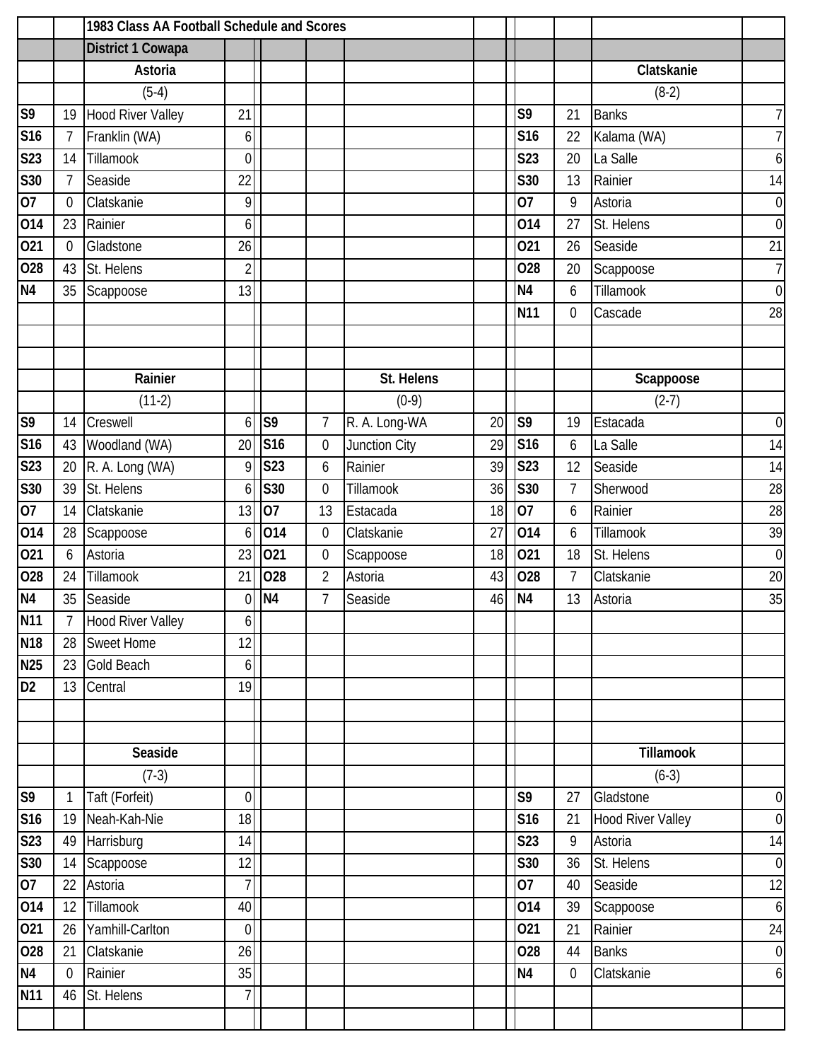## 1983 Class AA Football Schedule and Scores

### District 1 Cowapa

**Astoria** (5-4)

| Date | Score | Opponent | Opp |
|---|---|---|---|
| S9 | 19 | Hood River Valley | 21 |
| S16 | 7 | Franklin (WA) | 6 |
| S23 | 14 | Tillamook | 0 |
| S30 | 7 | Seaside | 22 |
| O7 | 0 | Clatskanie | 9 |
| O14 | 23 | Rainier | 6 |
| O21 | 0 | Gladstone | 26 |
| O28 | 43 | St. Helens | 2 |
| N4 | 35 | Scappoose | 13 |

**Clatskanie** (8-2)

| Date | Score | Opponent | Opp |
|---|---|---|---|
| S9 | 21 | Banks | 7 |
| S16 | 22 | Kalama (WA) | 7 |
| S23 | 20 | La Salle | 6 |
| S30 | 13 | Rainier | 14 |
| O7 | 9 | Astoria | 0 |
| O14 | 27 | St. Helens | 0 |
| O21 | 26 | Seaside | 21 |
| O28 | 20 | Scappoose | 7 |
| N4 | 6 | Tillamook | 0 |
| N11 | 0 | Cascade | 28 |

**Rainier** (11-2)

| Date | Score | Opponent | Opp |
|---|---|---|---|
| S9 | 14 | Creswell | 6 |
| S16 | 43 | Woodland (WA) | 20 |
| S23 | 20 | R. A. Long (WA) | 9 |
| S30 | 39 | St. Helens | 6 |
| O7 | 14 | Clatskanie | 13 |
| O14 | 28 | Scappoose | 6 |
| O21 | 6 | Astoria | 23 |
| O28 | 24 | Tillamook | 21 |
| N4 | 35 | Seaside | 0 |
| N11 | 7 | Hood River Valley | 6 |
| N18 | 28 | Sweet Home | 12 |
| N25 | 23 | Gold Beach | 6 |
| D2 | 13 | Central | 19 |

**St. Helens** (0-9)

| Date | Score | Opponent | Opp |
|---|---|---|---|
| S9 | 7 | R. A. Long-WA | 20 |
| S16 | 0 | Junction City | 29 |
| S23 | 6 | Rainier | 39 |
| S30 | 0 | Tillamook | 36 |
| O7 | 13 | Estacada | 18 |
| O14 | 0 | Clatskanie | 27 |
| O21 | 0 | Scappoose | 18 |
| O28 | 2 | Astoria | 43 |
| N4 | 7 | Seaside | 46 |

**Scappoose** (2-7)

| Date | Score | Opponent | Opp |
|---|---|---|---|
| S9 | 19 | Estacada | 0 |
| S16 | 6 | La Salle | 14 |
| S23 | 12 | Seaside | 14 |
| S30 | 7 | Sherwood | 28 |
| O7 | 6 | Rainier | 28 |
| O14 | 6 | Tillamook | 39 |
| O21 | 18 | St. Helens | 0 |
| O28 | 7 | Clatskanie | 20 |
| N4 | 13 | Astoria | 35 |

**Seaside** (7-3)

| Date | Score | Opponent | Opp |
|---|---|---|---|
| S9 | 1 | Taft (Forfeit) | 0 |
| S16 | 19 | Neah-Kah-Nie | 18 |
| S23 | 49 | Harrisburg | 14 |
| S30 | 14 | Scappoose | 12 |
| O7 | 22 | Astoria | 7 |
| O14 | 12 | Tillamook | 40 |
| O21 | 26 | Yamhill-Carlton | 0 |
| O28 | 21 | Clatskanie | 26 |
| N4 | 0 | Rainier | 35 |
| N11 | 46 | St. Helens | 7 |

**Tillamook** (6-3)

| Date | Score | Opponent | Opp |
|---|---|---|---|
| S9 | 27 | Gladstone | 0 |
| S16 | 21 | Hood River Valley | 0 |
| S23 | 9 | Astoria | 14 |
| S30 | 36 | St. Helens | 0 |
| O7 | 40 | Seaside | 12 |
| O14 | 39 | Scappoose | 6 |
| O21 | 21 | Rainier | 24 |
| O28 | 44 | Banks | 0 |
| N4 | 0 | Clatskanie | 6 |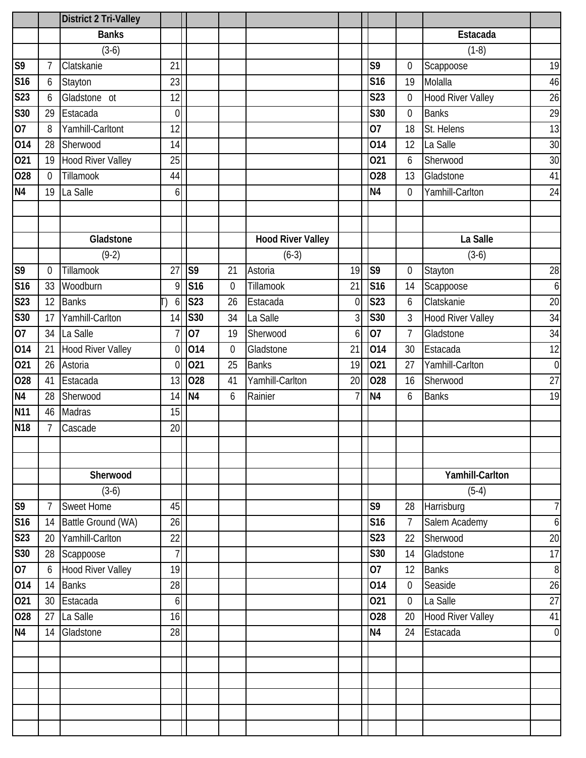## District 2 Tri-Valley

### Banks

(3-6)

| Date | Score | Opponent | Opp Score |
|---|---|---|---|
| S9 | 7 | Clatskanie | 21 |
| S16 | 6 | Stayton | 23 |
| S23 | 6 | Gladstone ot | 12 |
| S30 | 29 | Estacada | 0 |
| O7 | 8 | Yamhill-Carltont | 12 |
| O14 | 28 | Sherwood | 14 |
| O21 | 19 | Hood River Valley | 25 |
| O28 | 0 | Tillamook | 44 |
| N4 | 19 | La Salle | 6 |

### Estacada

(1-8)

| Date | Score | Opponent | Opp Score |
|---|---|---|---|
| S9 | 0 | Scappoose | 19 |
| S16 | 19 | Molalla | 46 |
| S23 | 0 | Hood River Valley | 26 |
| S30 | 0 | Banks | 29 |
| O7 | 18 | St. Helens | 13 |
| O14 | 12 | La Salle | 30 |
| O21 | 6 | Sherwood | 30 |
| O28 | 13 | Gladstone | 41 |
| N4 | 0 | Yamhill-Carlton | 24 |

### Gladstone

(9-2)

| Date | Score | Opponent | Opp Score |
|---|---|---|---|
| S9 | 0 | Tillamook | 27 |
| S16 | 33 | Woodburn | 9 |
| S23 | 12 | Banks | (OT) 6 |
| S30 | 17 | Yamhill-Carlton | 14 |
| O7 | 34 | La Salle | 7 |
| O14 | 21 | Hood River Valley | 0 |
| O21 | 26 | Astoria | 0 |
| O28 | 41 | Estacada | 13 |
| N4 | 28 | Sherwood | 14 |
| N11 | 46 | Madras | 15 |
| N18 | 7 | Cascade | 20 |

### Hood River Valley

(6-3)

| Date | Score | Opponent | Opp Score |
|---|---|---|---|
| S9 | 21 | Astoria | 19 |
| S16 | 0 | Tillamook | 21 |
| S23 | 26 | Estacada | 0 |
| S30 | 34 | La Salle | 3 |
| O7 | 19 | Sherwood | 6 |
| O14 | 0 | Gladstone | 21 |
| O21 | 25 | Banks | 19 |
| O28 | 41 | Yamhill-Carlton | 20 |
| N4 | 6 | Rainier | 7 |

### La Salle

(3-6)

| Date | Score | Opponent | Opp Score |
|---|---|---|---|
| S9 | 0 | Stayton | 28 |
| S16 | 14 | Scappoose | 6 |
| S23 | 6 | Clatskanie | 20 |
| S30 | 3 | Hood River Valley | 34 |
| O7 | 7 | Gladstone | 34 |
| O14 | 30 | Estacada | 12 |
| O21 | 27 | Yamhill-Carlton | 0 |
| O28 | 16 | Sherwood | 27 |
| N4 | 6 | Banks | 19 |

### Sherwood

(3-6)

| Date | Score | Opponent | Opp Score |
|---|---|---|---|
| S9 | 7 | Sweet Home | 45 |
| S16 | 14 | Battle Ground (WA) | 26 |
| S23 | 20 | Yamhill-Carlton | 22 |
| S30 | 28 | Scappoose | 7 |
| O7 | 6 | Hood River Valley | 19 |
| O14 | 14 | Banks | 28 |
| O21 | 30 | Estacada | 6 |
| O28 | 27 | La Salle | 16 |
| N4 | 14 | Gladstone | 28 |

### Yamhill-Carlton

(5-4)

| Date | Score | Opponent | Opp Score |
|---|---|---|---|
| S9 | 28 | Harrisburg | 7 |
| S16 | 7 | Salem Academy | 6 |
| S23 | 22 | Sherwood | 20 |
| S30 | 14 | Gladstone | 17 |
| O7 | 12 | Banks | 8 |
| O14 | 0 | Seaside | 26 |
| O21 | 0 | La Salle | 27 |
| O28 | 20 | Hood River Valley | 41 |
| N4 | 24 | Estacada | 0 |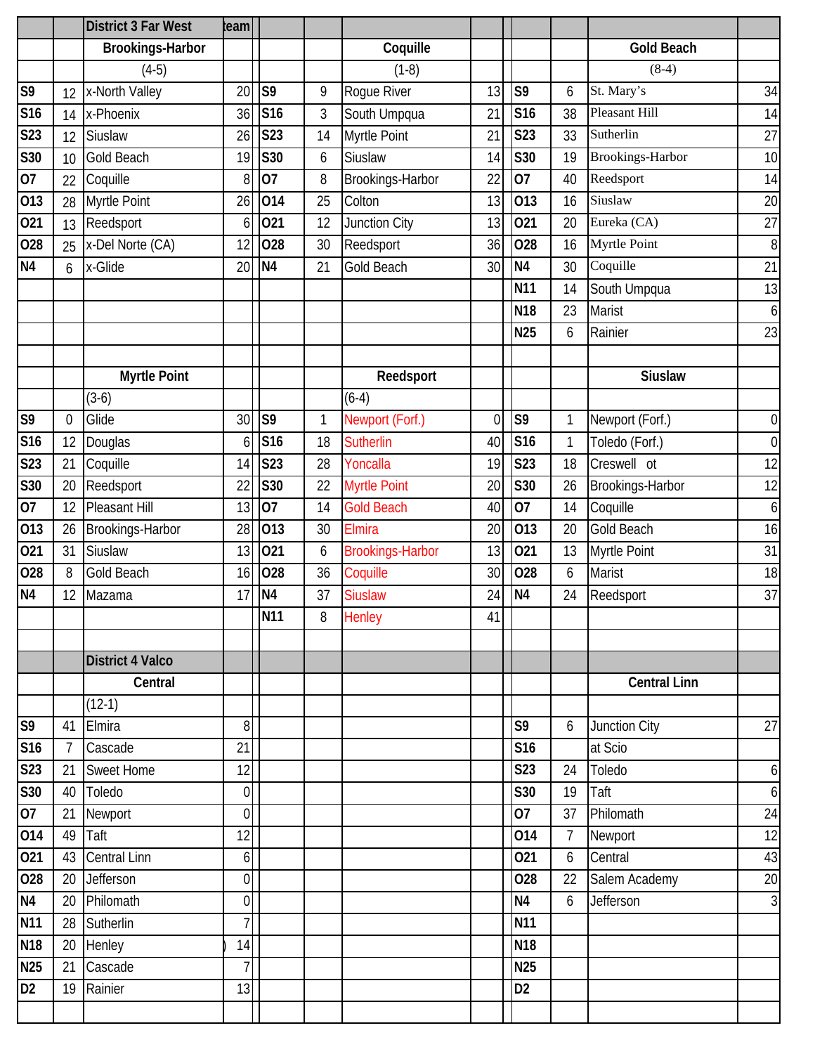| | | District 3 Far West | team | | | | | | | | |
|---|---|---|---|---|---|---|---|---|---|---|---|
| | | Brookings-Harbor | | | | Coquille | | | | Gold Beach | |
| | | (4-5) | | | | (1-8) | | | | (8-4) | |
| S9 | 12 | x-North Valley | 20 | S9 | 9 | Rogue River | 13 | S9 | 6 | St. Mary's | 34 |
| S16 | 14 | x-Phoenix | 36 | S16 | 3 | South Umpqua | 21 | S16 | 38 | Pleasant Hill | 14 |
| S23 | 12 | Siuslaw | 26 | S23 | 14 | Myrtle Point | 21 | S23 | 33 | Sutherlin | 27 |
| S30 | 10 | Gold Beach | 19 | S30 | 6 | Siuslaw | 14 | S30 | 19 | Brookings-Harbor | 10 |
| O7 | 22 | Coquille | 8 | O7 | 8 | Brookings-Harbor | 22 | O7 | 40 | Reedsport | 14 |
| O13 | 28 | Myrtle Point | 26 | O14 | 25 | Colton | 13 | O13 | 16 | Siuslaw | 20 |
| O21 | 13 | Reedsport | 6 | O21 | 12 | Junction City | 13 | O21 | 20 | Eureka (CA) | 27 |
| O28 | 25 | x-Del Norte (CA) | 12 | O28 | 30 | Reedsport | 36 | O28 | 16 | Myrtle Point | 8 |
| N4 | 6 | x-Glide | 20 | N4 | 21 | Gold Beach | 30 | N4 | 30 | Coquille | 21 |
| | | | | | | | | N11 | 14 | South Umpqua | 13 |
| | | | | | | | | N18 | 23 | Marist | 6 |
| | | | | | | | | N25 | 6 | Rainier | 23 |
| | | | | | | | | | | | |
| | | Myrtle Point | | | | Reedsport | | | | Siuslaw | |
| | | (3-6) | | | | (6-4) | | | | | |
| S9 | 0 | Glide | 30 | S9 | 1 | Newport (Forf.) | 0 | S9 | 1 | Newport (Forf.) | 0 |
| S16 | 12 | Douglas | 6 | S16 | 18 | Sutherlin | 40 | S16 | 1 | Toledo (Forf.) | 0 |
| S23 | 21 | Coquille | 14 | S23 | 28 | Yoncalla | 19 | S23 | 18 | Creswell ot | 12 |
| S30 | 20 | Reedsport | 22 | S30 | 22 | Myrtle Point | 20 | S30 | 26 | Brookings-Harbor | 12 |
| O7 | 12 | Pleasant Hill | 13 | O7 | 14 | Gold Beach | 40 | O7 | 14 | Coquille | 6 |
| O13 | 26 | Brookings-Harbor | 28 | O13 | 30 | Elmira | 20 | O13 | 20 | Gold Beach | 16 |
| O21 | 31 | Siuslaw | 13 | O21 | 6 | Brookings-Harbor | 13 | O21 | 13 | Myrtle Point | 31 |
| O28 | 8 | Gold Beach | 16 | O28 | 36 | Coquille | 30 | O28 | 6 | Marist | 18 |
| N4 | 12 | Mazama | 17 | N4 | 37 | Siuslaw | 24 | N4 | 24 | Reedsport | 37 |
| | | | | N11 | 8 | Henley | 41 | | | | |
| | | | | | | | | | | | |
| | | District 4 Valco | | | | | | | | | |
| | | Central | | | | | | | | Central Linn | |
| | | (12-1) | | | | | | | | | |
| S9 | 41 | Elmira | 8 | | | | | S9 | 6 | Junction City | 27 |
| S16 | 7 | Cascade | 21 | | | | | S16 | | at Scio | |
| S23 | 21 | Sweet Home | 12 | | | | | S23 | 24 | Toledo | 6 |
| S30 | 40 | Toledo | 0 | | | | | S30 | 19 | Taft | 6 |
| O7 | 21 | Newport | 0 | | | | | O7 | 37 | Philomath | 24 |
| O14 | 49 | Taft | 12 | | | | | O14 | 7 | Newport | 12 |
| O21 | 43 | Central Linn | 6 | | | | | O21 | 6 | Central | 43 |
| O28 | 20 | Jefferson | 0 | | | | | O28 | 22 | Salem Academy | 20 |
| N4 | 20 | Philomath | 0 | | | | | N4 | 6 | Jefferson | 3 |
| N11 | 28 | Sutherlin | 7 | | | | | N11 | | | |
| N18 | 20 | Henley | 14 | | | | | N18 | | | |
| N25 | 21 | Cascade | 7 | | | | | N25 | | | |
| D2 | 19 | Rainier | 13 | | | | | D2 | | | |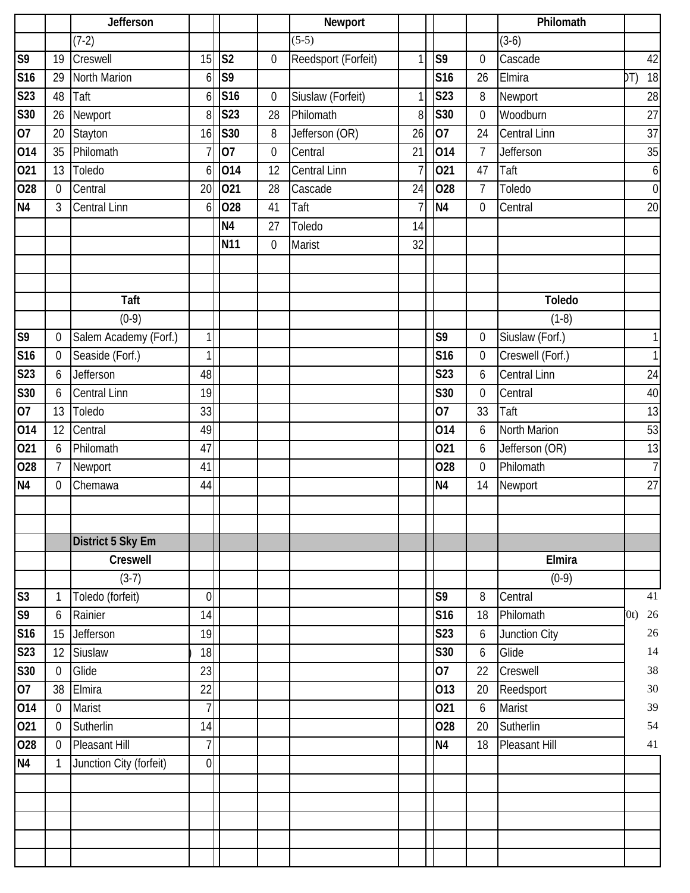| | | Jefferson | | | | Newport | | | | Philomath | |
|---|---|---|---|---|---|---|---|---|---|---|---|
| | | (7-2) | | | | (5-5) | | | | (3-6) | |
| S9 | 19 | Creswell | 15 | S2 | 0 | Reedsport (Forfeit) | 1 | S9 | 0 | Cascade | 42 |
| S16 | 29 | North Marion | 6 | S9 | | | | S16 | 26 | Elmira | OT) 18 |
| S23 | 48 | Taft | 6 | S16 | 0 | Siuslaw (Forfeit) | 1 | S23 | 8 | Newport | 28 |
| S30 | 26 | Newport | 8 | S23 | 28 | Philomath | 8 | S30 | 0 | Woodburn | 27 |
| O7 | 20 | Stayton | 16 | S30 | 8 | Jefferson (OR) | 26 | O7 | 24 | Central Linn | 37 |
| O14 | 35 | Philomath | 7 | O7 | 0 | Central | 21 | O14 | 7 | Jefferson | 35 |
| O21 | 13 | Toledo | 6 | O14 | 12 | Central Linn | 7 | O21 | 47 | Taft | 6 |
| O28 | 0 | Central | 20 | O21 | 28 | Cascade | 24 | O28 | 7 | Toledo | 0 |
| N4 | 3 | Central Linn | 6 | O28 | 41 | Taft | 7 | N4 | 0 | Central | 20 |
| | | | | N4 | 27 | Toledo | 14 | | | | |
| | | | | N11 | 0 | Marist | 32 | | | | |

| | | Taft | | | | Toledo | |
|---|---|---|---|---|---|---|---|
| | | (0-9) | | | | (1-8) | |
| S9 | 0 | Salem Academy (Forf.) | 1 | S9 | 0 | Siuslaw (Forf.) | 1 |
| S16 | 0 | Seaside (Forf.) | 1 | S16 | 0 | Creswell (Forf.) | 1 |
| S23 | 6 | Jefferson | 48 | S23 | 6 | Central Linn | 24 |
| S30 | 6 | Central Linn | 19 | S30 | 0 | Central | 40 |
| O7 | 13 | Toledo | 33 | O7 | 33 | Taft | 13 |
| O14 | 12 | Central | 49 | O14 | 6 | North Marion | 53 |
| O21 | 6 | Philomath | 47 | O21 | 6 | Jefferson (OR) | 13 |
| O28 | 7 | Newport | 41 | O28 | 0 | Philomath | 7 |
| N4 | 0 | Chemawa | 44 | N4 | 14 | Newport | 27 |

**District 5 Sky Em**

| | | Creswell | | | | Elmira | |
|---|---|---|---|---|---|---|---|
| | | (3-7) | | | | (0-9) | |
| S3 | 1 | Toledo (forfeit) | 0 | S9 | 8 | Central | 41 |
| S9 | 6 | Rainier | 14 | S16 | 18 | Philomath | 0t) 26 |
| S16 | 15 | Jefferson | 19 | S23 | 6 | Junction City | 26 |
| S23 | 12 | Siuslaw | 18 | S30 | 6 | Glide | 14 |
| S30 | 0 | Glide | 23 | O7 | 22 | Creswell | 38 |
| O7 | 38 | Elmira | 22 | O13 | 20 | Reedsport | 30 |
| O14 | 0 | Marist | 7 | O21 | 6 | Marist | 39 |
| O21 | 0 | Sutherlin | 14 | O28 | 20 | Sutherlin | 54 |
| O28 | 0 | Pleasant Hill | 7 | N4 | 18 | Pleasant Hill | 41 |
| N4 | 1 | Junction City (forfeit) | 0 | | | | |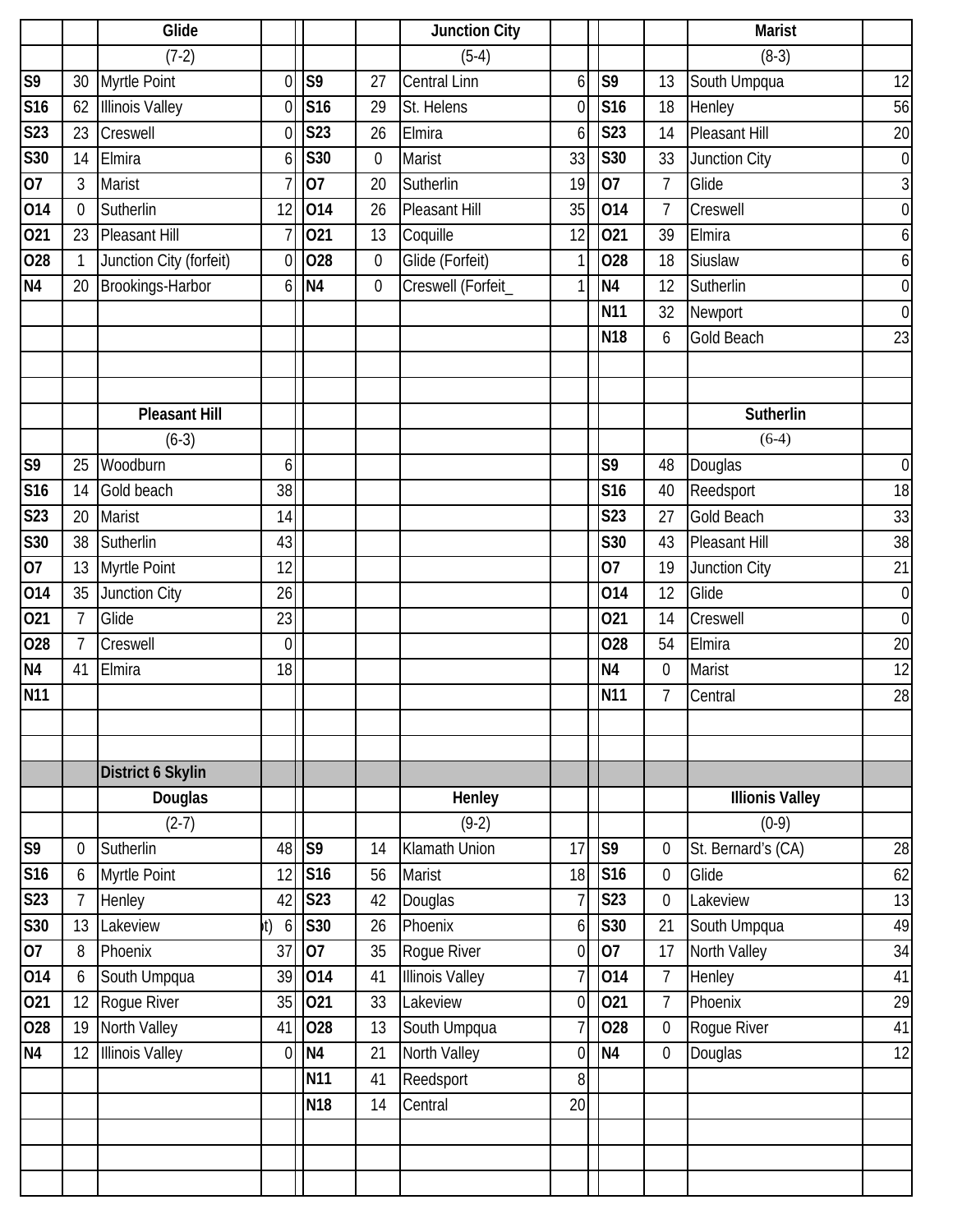| | | Glide | | | | Junction City | | | | Marist | |
|---|---|---|---|---|---|---|---|---|---|---|---|
| | | (7-2) | | | | (5-4) | | | | (8-3) | |
| S9 | 30 | Myrtle Point | 0 | S9 | 27 | Central Linn | 6 | S9 | 13 | South Umpqua | 12 |
| S16 | 62 | Illinois Valley | 0 | S16 | 29 | St. Helens | 0 | S16 | 18 | Henley | 56 |
| S23 | 23 | Creswell | 0 | S23 | 26 | Elmira | 6 | S23 | 14 | Pleasant Hill | 20 |
| S30 | 14 | Elmira | 6 | S30 | 0 | Marist | 33 | S30 | 33 | Junction City | 0 |
| O7 | 3 | Marist | 7 | O7 | 20 | Sutherlin | 19 | O7 | 7 | Glide | 3 |
| O14 | 0 | Sutherlin | 12 | O14 | 26 | Pleasant Hill | 35 | O14 | 7 | Creswell | 0 |
| O21 | 23 | Pleasant Hill | 7 | O21 | 13 | Coquille | 12 | O21 | 39 | Elmira | 6 |
| O28 | 1 | Junction City (forfeit) | 0 | O28 | 0 | Glide (Forfeit) | 1 | O28 | 18 | Siuslaw | 6 |
| N4 | 20 | Brookings-Harbor | 6 | N4 | 0 | Creswell (Forfeit_ | 1 | N4 | 12 | Sutherlin | 0 |
| | | | | | | | | N11 | 32 | Newport | 0 |
| | | | | | | | | N18 | 6 | Gold Beach | 23 |
| | | | | | | | | | | | |
| | | | | | | | | | | | |
| | | Pleasant Hill | | | | | | | | Sutherlin | |
| | | (6-3) | | | | | | | | (6-4) | |
| S9 | 25 | Woodburn | 6 | | | | | S9 | 48 | Douglas | 0 |
| S16 | 14 | Gold beach | 38 | | | | | S16 | 40 | Reedsport | 18 |
| S23 | 20 | Marist | 14 | | | | | S23 | 27 | Gold Beach | 33 |
| S30 | 38 | Sutherlin | 43 | | | | | S30 | 43 | Pleasant Hill | 38 |
| O7 | 13 | Myrtle Point | 12 | | | | | O7 | 19 | Junction City | 21 |
| O14 | 35 | Junction City | 26 | | | | | O14 | 12 | Glide | 0 |
| O21 | 7 | Glide | 23 | | | | | O21 | 14 | Creswell | 0 |
| O28 | 7 | Creswell | 0 | | | | | O28 | 54 | Elmira | 20 |
| N4 | 41 | Elmira | 18 | | | | | N4 | 0 | Marist | 12 |
| N11 | | | | | | | | N11 | 7 | Central | 28 |
| | | | | | | | | | | | |
| | | | | | | | | | | | |
| | | District 6 Skylin | | | | | | | | | |
| | | Douglas | | | | Henley | | | | Illionis Valley | |
| | | (2-7) | | | | (9-2) | | | | (0-9) | |
| S9 | 0 | Sutherlin | 48 | S9 | 14 | Klamath Union | 17 | S9 | 0 | St. Bernard's (CA) | 28 |
| S16 | 6 | Myrtle Point | 12 | S16 | 56 | Marist | 18 | S16 | 0 | Glide | 62 |
| S23 | 7 | Henley | 42 | S23 | 42 | Douglas | 7 | S23 | 0 | Lakeview | 13 |
| S30 | 13 | Lakeview | t) 6 | S30 | 26 | Phoenix | 6 | S30 | 21 | South Umpqua | 49 |
| O7 | 8 | Phoenix | 37 | O7 | 35 | Rogue River | 0 | O7 | 17 | North Valley | 34 |
| O14 | 6 | South Umpqua | 39 | O14 | 41 | Illinois Valley | 7 | O14 | 7 | Henley | 41 |
| O21 | 12 | Rogue River | 35 | O21 | 33 | Lakeview | 0 | O21 | 7 | Phoenix | 29 |
| O28 | 19 | North Valley | 41 | O28 | 13 | South Umpqua | 7 | O28 | 0 | Rogue River | 41 |
| N4 | 12 | Illinois Valley | 0 | N4 | 21 | North Valley | 0 | N4 | 0 | Douglas | 12 |
| | | | | N11 | 41 | Reedsport | 8 | | | | |
| | | | | N18 | 14 | Central | 20 | | | | |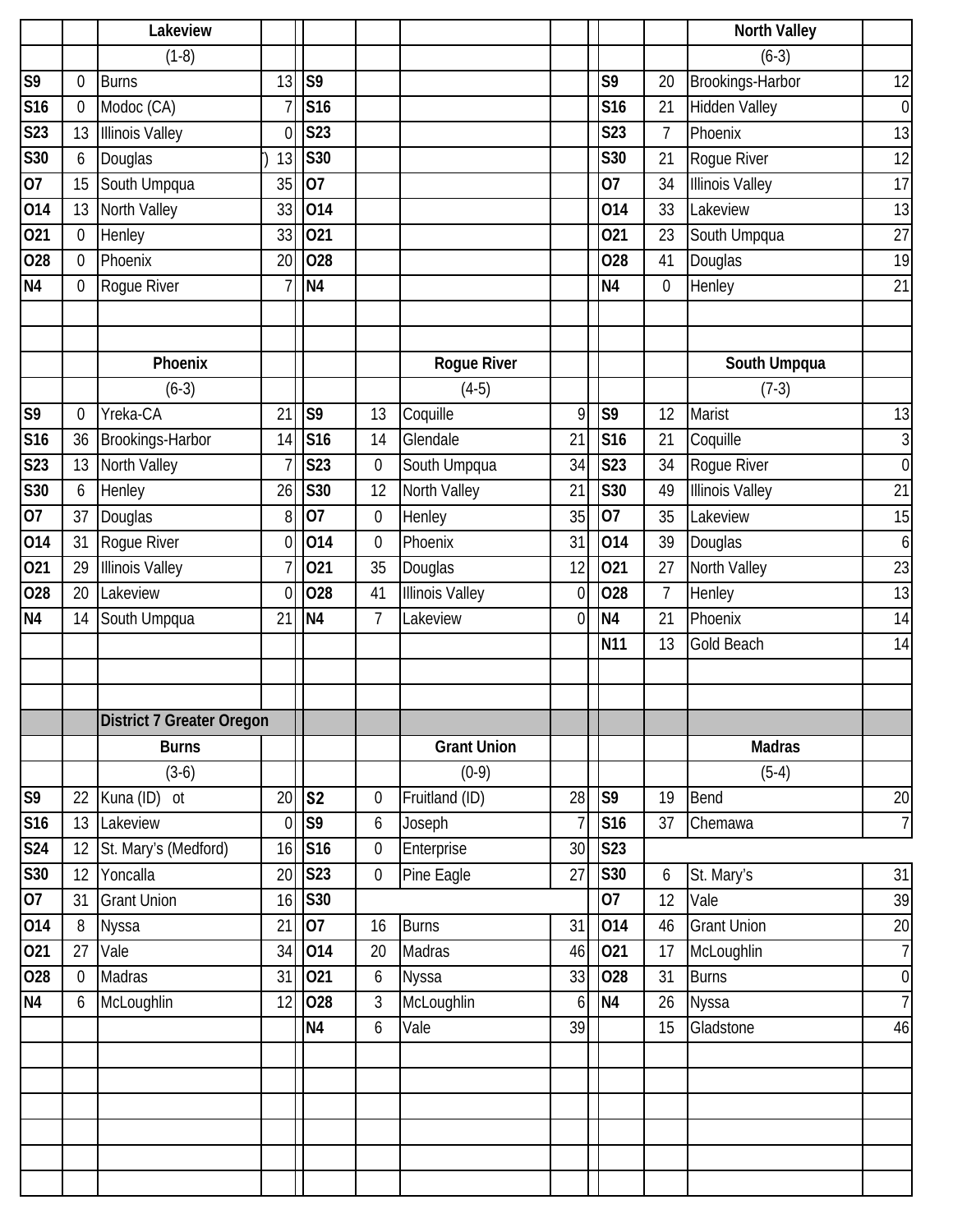| | | Lakeview | | | | | | | | | North Valley | |
|---|---|---|---|---|---|---|---|---|---|---|---|---|
| | | (1-8) | | | | | | | | | (6-3) | |
| S9 | 0 | Burns | 13 | S9 | | | | | S9 | 20 | Brookings-Harbor | 12 |
| S16 | 0 | Modoc (CA) | 7 | S16 | | | | | S16 | 21 | Hidden Valley | 0 |
| S23 | 13 | Illinois Valley | 0 | S23 | | | | | S23 | 7 | Phoenix | 13 |
| S30 | 6 | Douglas | ') 13 | S30 | | | | | S30 | 21 | Rogue River | 12 |
| O7 | 15 | South Umpqua | 35 | O7 | | | | | O7 | 34 | Illinois Valley | 17 |
| O14 | 13 | North Valley | 33 | O14 | | | | | O14 | 33 | Lakeview | 13 |
| O21 | 0 | Henley | 33 | O21 | | | | | O21 | 23 | South Umpqua | 27 |
| O28 | 0 | Phoenix | 20 | O28 | | | | | O28 | 41 | Douglas | 19 |
| N4 | 0 | Rogue River | 7 | N4 | | | | | N4 | 0 | Henley | 21 |
| | | | | | | | | | | | | |
| | | | | | | | | | | | | |
| | | Phoenix | | | | Rogue River | | | | | South Umpqua | |
| | | (6-3) | | | | (4-5) | | | | | (7-3) | |
| S9 | 0 | Yreka-CA | 21 | S9 | 13 | Coquille | 9 | | S9 | 12 | Marist | 13 |
| S16 | 36 | Brookings-Harbor | 14 | S16 | 14 | Glendale | 21 | | S16 | 21 | Coquille | 3 |
| S23 | 13 | North Valley | 7 | S23 | 0 | South Umpqua | 34 | | S23 | 34 | Rogue River | 0 |
| S30 | 6 | Henley | 26 | S30 | 12 | North Valley | 21 | | S30 | 49 | Illinois Valley | 21 |
| O7 | 37 | Douglas | 8 | O7 | 0 | Henley | 35 | | O7 | 35 | Lakeview | 15 |
| O14 | 31 | Rogue River | 0 | O14 | 0 | Phoenix | 31 | | O14 | 39 | Douglas | 6 |
| O21 | 29 | Illinois Valley | 7 | O21 | 35 | Douglas | 12 | | O21 | 27 | North Valley | 23 |
| O28 | 20 | Lakeview | 0 | O28 | 41 | Illinois Valley | 0 | | O28 | 7 | Henley | 13 |
| N4 | 14 | South Umpqua | 21 | N4 | 7 | Lakeview | 0 | | N4 | 21 | Phoenix | 14 |
| | | | | | | | | | N11 | 13 | Gold Beach | 14 |
| | | | | | | | | | | | | |
| | | | | | | | | | | | | |
| | | District 7 Greater Oregon | | | | | | | | | | |
| | | Burns | | | | Grant Union | | | | | Madras | |
| | | (3-6) | | | | (0-9) | | | | | (5-4) | |
| S9 | 22 | Kuna (ID) ot | 20 | S2 | 0 | Fruitland (ID) | 28 | | S9 | 19 | Bend | 20 |
| S16 | 13 | Lakeview | 0 | S9 | 6 | Joseph | 7 | | S16 | 37 | Chemawa | 7 |
| S24 | 12 | St. Mary's (Medford) | 16 | S16 | 0 | Enterprise | 30 | | S23 | | | |
| S30 | 12 | Yoncalla | 20 | S23 | 0 | Pine Eagle | 27 | | S30 | 6 | St. Mary's | 31 |
| O7 | 31 | Grant Union | 16 | S30 | | | | | O7 | 12 | Vale | 39 |
| O14 | 8 | Nyssa | 21 | O7 | 16 | Burns | 31 | | O14 | 46 | Grant Union | 20 |
| O21 | 27 | Vale | 34 | O14 | 20 | Madras | 46 | | O21 | 17 | McLoughlin | 7 |
| O28 | 0 | Madras | 31 | O21 | 6 | Nyssa | 33 | | O28 | 31 | Burns | 0 |
| N4 | 6 | McLoughlin | 12 | O28 | 3 | McLoughlin | 6 | | N4 | 26 | Nyssa | 7 |
| | | | | N4 | 6 | Vale | 39 | | | 15 | Gladstone | 46 |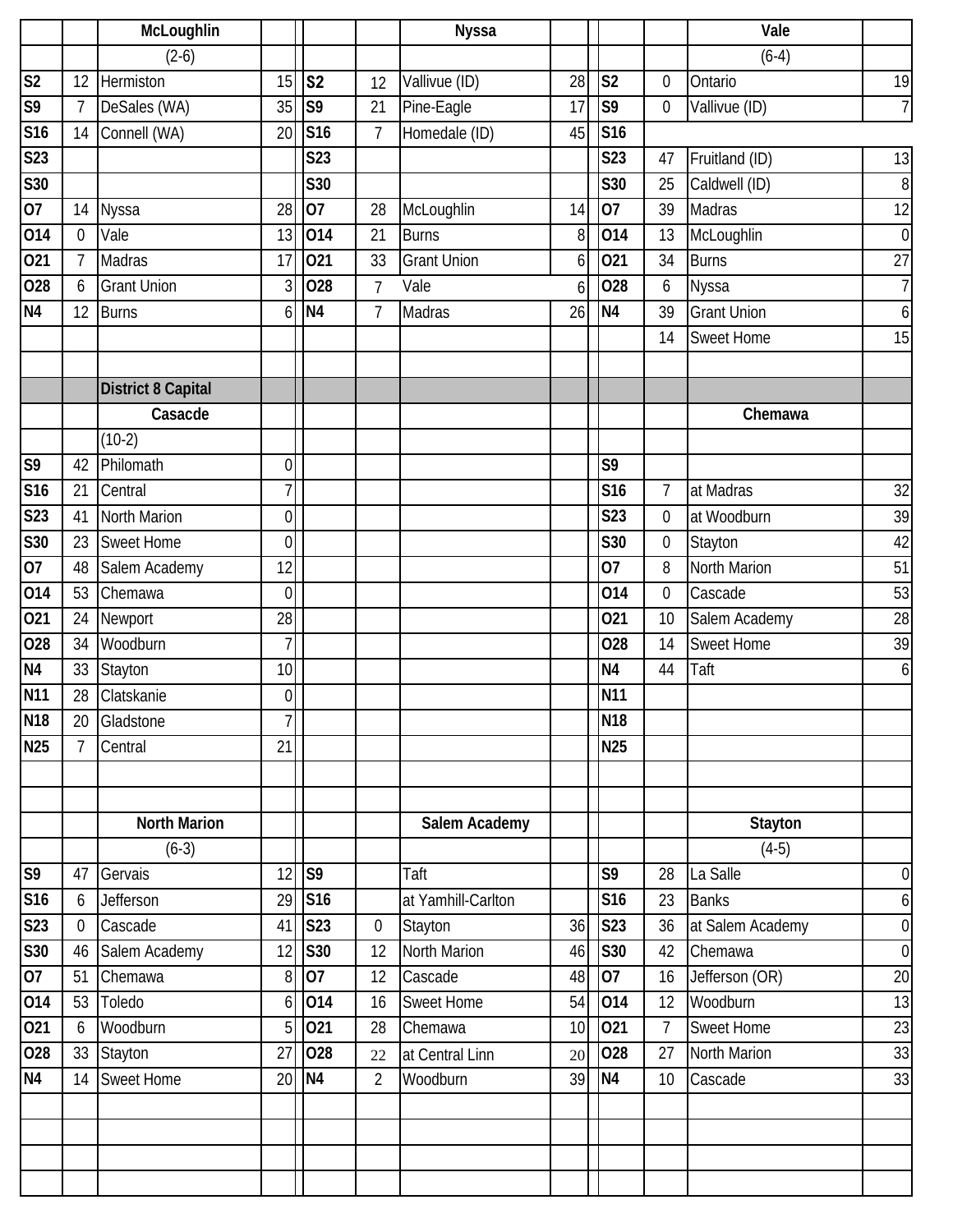| | | McLoughlin | | | | Nyssa | | | | Vale | |
|---|---|---|---|---|---|---|---|---|---|---|---|
| | | (2-6) | | | | | | | | (6-4) | |
| S2 | 12 | Hermiston | 15 | S2 | 12 | Vallivue (ID) | 28 | S2 | 0 | Ontario | 19 |
| S9 | 7 | DeSales (WA) | 35 | S9 | 21 | Pine-Eagle | 17 | S9 | 0 | Vallivue (ID) | 7 |
| S16 | 14 | Connell (WA) | 20 | S16 | 7 | Homedale (ID) | 45 | S16 | | | |
| S23 | | | | S23 | | | | S23 | 47 | Fruitland (ID) | 13 |
| S30 | | | | S30 | | | | S30 | 25 | Caldwell (ID) | 8 |
| O7 | 14 | Nyssa | 28 | O7 | 28 | McLoughlin | 14 | O7 | 39 | Madras | 12 |
| O14 | 0 | Vale | 13 | O14 | 21 | Burns | 8 | O14 | 13 | McLoughlin | 0 |
| O21 | 7 | Madras | 17 | O21 | 33 | Grant Union | 6 | O21 | 34 | Burns | 27 |
| O28 | 6 | Grant Union | 3 | O28 | 7 | Vale | 6 | O28 | 6 | Nyssa | 7 |
| N4 | 12 | Burns | 6 | N4 | 7 | Madras | 26 | N4 | 39 | Grant Union | 6 |
| | | | | | | | | | 14 | Sweet Home | 15 |

| | | District 8 Capital | | | | | | | | | |
|---|---|---|---|---|---|---|---|---|---|---|---|
| | | Casacde | | | | | | | | Chemawa | |
| | | (10-2) | | | | | | | | | |
| S9 | 42 | Philomath | 0 | | | | | S9 | | | |
| S16 | 21 | Central | 7 | | | | | S16 | 7 | at Madras | 32 |
| S23 | 41 | North Marion | 0 | | | | | S23 | 0 | at Woodburn | 39 |
| S30 | 23 | Sweet Home | 0 | | | | | S30 | 0 | Stayton | 42 |
| O7 | 48 | Salem Academy | 12 | | | | | O7 | 8 | North Marion | 51 |
| O14 | 53 | Chemawa | 0 | | | | | O14 | 0 | Cascade | 53 |
| O21 | 24 | Newport | 28 | | | | | O21 | 10 | Salem Academy | 28 |
| O28 | 34 | Woodburn | 7 | | | | | O28 | 14 | Sweet Home | 39 |
| N4 | 33 | Stayton | 10 | | | | | N4 | 44 | Taft | 6 |
| N11 | 28 | Clatskanie | 0 | | | | | N11 | | | |
| N18 | 20 | Gladstone | 7 | | | | | N18 | | | |
| N25 | 7 | Central | 21 | | | | | N25 | | | |

| | | North Marion | | | | Salem Academy | | | | Stayton | |
|---|---|---|---|---|---|---|---|---|---|---|---|
| | | (6-3) | | | | | | | | (4-5) | |
| S9 | 47 | Gervais | 12 | S9 | | Taft | | S9 | 28 | La Salle | 0 |
| S16 | 6 | Jefferson | 29 | S16 | | at Yamhill-Carlton | | S16 | 23 | Banks | 6 |
| S23 | 0 | Cascade | 41 | S23 | 0 | Stayton | 36 | S23 | 36 | at Salem Academy | 0 |
| S30 | 46 | Salem Academy | 12 | S30 | 12 | North Marion | 46 | S30 | 42 | Chemawa | 0 |
| O7 | 51 | Chemawa | 8 | O7 | 12 | Cascade | 48 | O7 | 16 | Jefferson (OR) | 20 |
| O14 | 53 | Toledo | 6 | O14 | 16 | Sweet Home | 54 | O14 | 12 | Woodburn | 13 |
| O21 | 6 | Woodburn | 5 | O21 | 28 | Chemawa | 10 | O21 | 7 | Sweet Home | 23 |
| O28 | 33 | Stayton | 27 | O28 | 22 | at Central Linn | 20 | O28 | 27 | North Marion | 33 |
| N4 | 14 | Sweet Home | 20 | N4 | 2 | Woodburn | 39 | N4 | 10 | Cascade | 33 |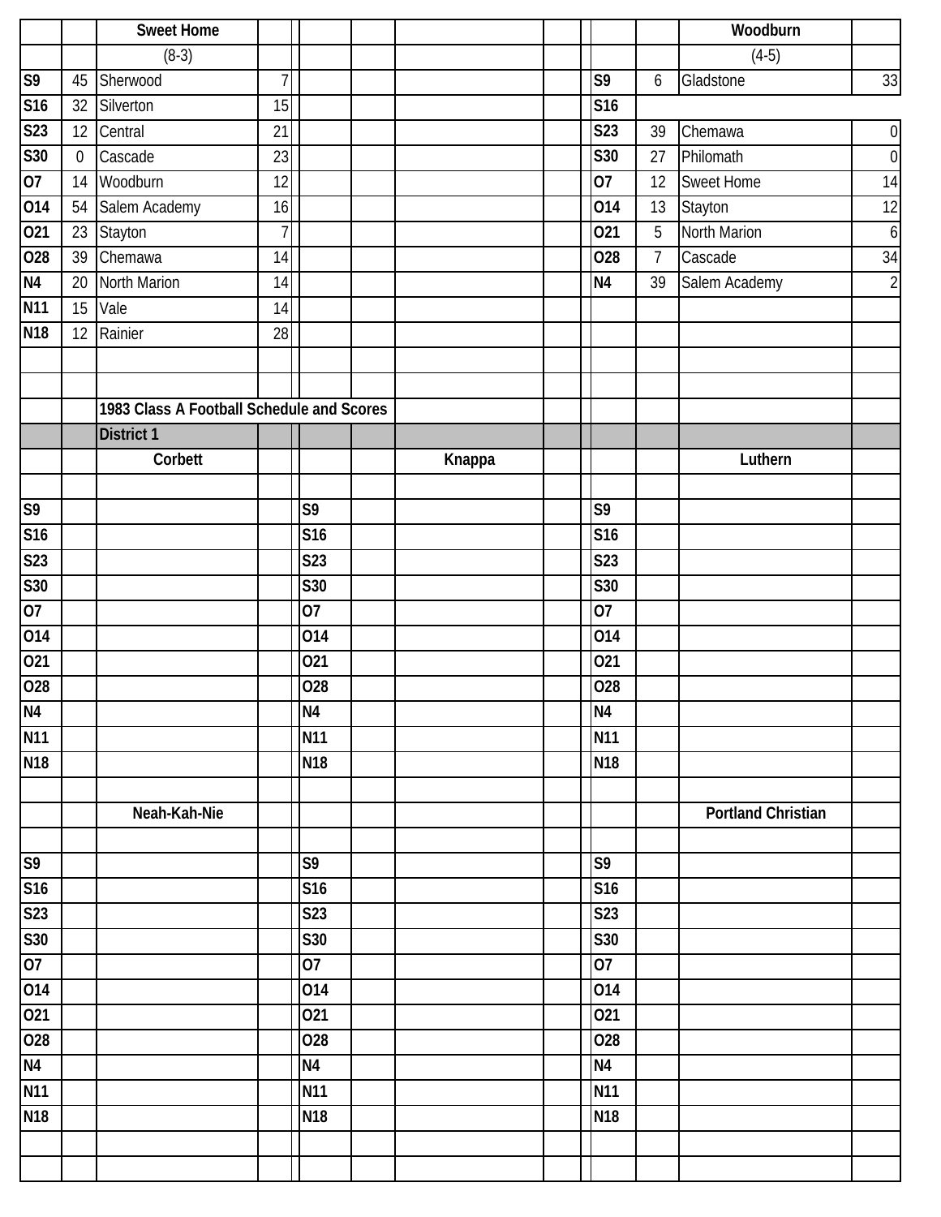| | | Sweet Home | | | | | | | | Woodburn | |
|---|---|---|---|---|---|---|---|---|---|---|---|
| | | (8-3) | | | | | | | | (4-5) | |
| S9 | 45 | Sherwood | 7 | | | | | S9 | 6 | Gladstone | 33 |
| S16 | 32 | Silverton | 15 | | | | | S16 | | | |
| S23 | 12 | Central | 21 | | | | | S23 | 39 | Chemawa | 0 |
| S30 | 0 | Cascade | 23 | | | | | S30 | 27 | Philomath | 0 |
| O7 | 14 | Woodburn | 12 | | | | | O7 | 12 | Sweet Home | 14 |
| O14 | 54 | Salem Academy | 16 | | | | | O14 | 13 | Stayton | 12 |
| O21 | 23 | Stayton | 7 | | | | | O21 | 5 | North Marion | 6 |
| O28 | 39 | Chemawa | 14 | | | | | O28 | 7 | Cascade | 34 |
| N4 | 20 | North Marion | 14 | | | | | N4 | 39 | Salem Academy | 2 |
| N11 | 15 | Vale | 14 | | | | | | | | |
| N18 | 12 | Rainier | 28 | | | | | | | | |

**1983 Class A Football Schedule and Scores**

**District 1**

| | | Corbett | | | | Knappa | | | | Luthern | |
|---|---|---|---|---|---|---|---|---|---|---|---|
| S9 | | | | S9 | | | | S9 | | | |
| S16 | | | | S16 | | | | S16 | | | |
| S23 | | | | S23 | | | | S23 | | | |
| S30 | | | | S30 | | | | S30 | | | |
| O7 | | | | O7 | | | | O7 | | | |
| O14 | | | | O14 | | | | O14 | | | |
| O21 | | | | O21 | | | | O21 | | | |
| O28 | | | | O28 | | | | O28 | | | |
| N4 | | | | N4 | | | | N4 | | | |
| N11 | | | | N11 | | | | N11 | | | |
| N18 | | | | N18 | | | | N18 | | | |

| | | Neah-Kah-Nie | | | | | | | | Portland Christian | |
|---|---|---|---|---|---|---|---|---|---|---|---|
| S9 | | | | S9 | | | | S9 | | | |
| S16 | | | | S16 | | | | S16 | | | |
| S23 | | | | S23 | | | | S23 | | | |
| S30 | | | | S30 | | | | S30 | | | |
| O7 | | | | O7 | | | | O7 | | | |
| O14 | | | | O14 | | | | O14 | | | |
| O21 | | | | O21 | | | | O21 | | | |
| O28 | | | | O28 | | | | O28 | | | |
| N4 | | | | N4 | | | | N4 | | | |
| N11 | | | | N11 | | | | N11 | | | |
| N18 | | | | N18 | | | | N18 | | | |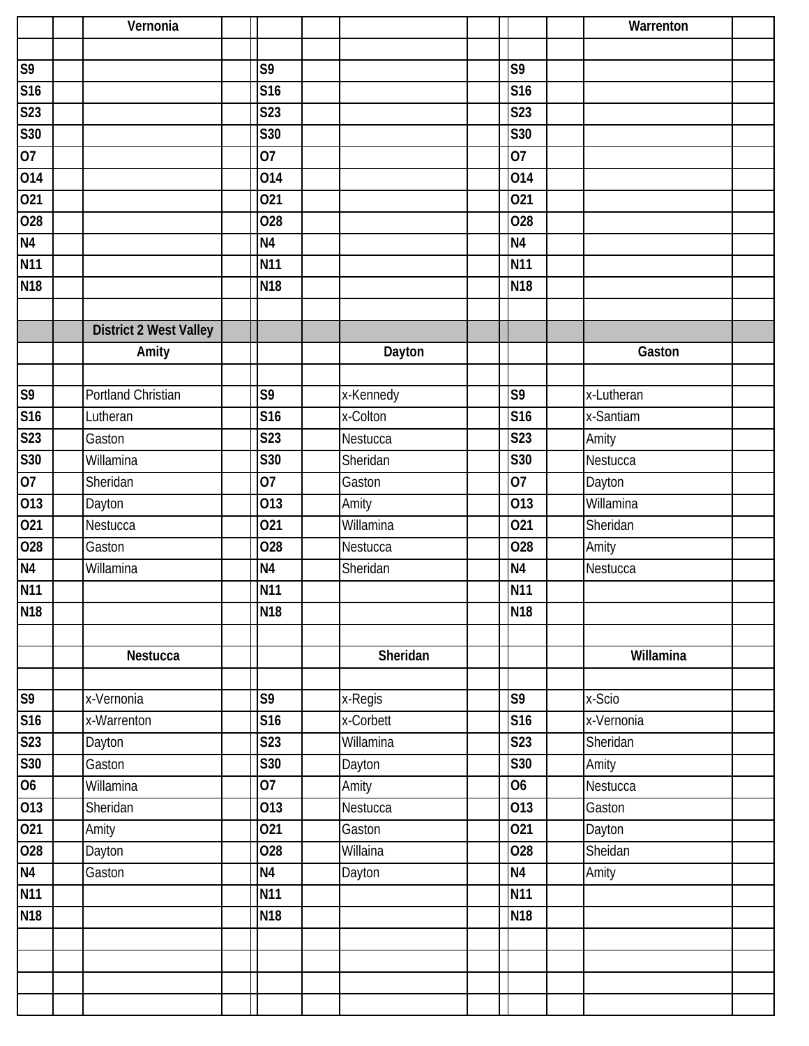| | | Vernonia | | | | | | | | | | Warrenton | |
|---|---|---|---|---|---|---|---|---|---|---|---|---|---|
| | | | | | | | | | | | | | |
| S9 | | | | | S9 | | | | | S9 | | | |
| S16 | | | | | S16 | | | | | S16 | | | |
| S23 | | | | | S23 | | | | | S23 | | | |
| S30 | | | | | S30 | | | | | S30 | | | |
| O7 | | | | | O7 | | | | | O7 | | | |
| O14 | | | | | O14 | | | | | O14 | | | |
| O21 | | | | | O21 | | | | | O21 | | | |
| O28 | | | | | O28 | | | | | O28 | | | |
| N4 | | | | | N4 | | | | | N4 | | | |
| N11 | | | | | N11 | | | | | N11 | | | |
| N18 | | | | | N18 | | | | | N18 | | | |
| | | | | | | | | | | | | | |
| | | **District 2 West Valley** | | | | | | | | | | | |
| | | Amity | | | | | Dayton | | | | | Gaston | |
| | | | | | | | | | | | | | |
| S9 | | Portland Christian | | | S9 | | x-Kennedy | | | S9 | | x-Lutheran | |
| S16 | | Lutheran | | | S16 | | x-Colton | | | S16 | | x-Santiam | |
| S23 | | Gaston | | | S23 | | Nestucca | | | S23 | | Amity | |
| S30 | | Willamina | | | S30 | | Sheridan | | | S30 | | Nestucca | |
| O7 | | Sheridan | | | O7 | | Gaston | | | O7 | | Dayton | |
| O13 | | Dayton | | | O13 | | Amity | | | O13 | | Willamina | |
| O21 | | Nestucca | | | O21 | | Willamina | | | O21 | | Sheridan | |
| O28 | | Gaston | | | O28 | | Nestucca | | | O28 | | Amity | |
| N4 | | Willamina | | | N4 | | Sheridan | | | N4 | | Nestucca | |
| N11 | | | | | N11 | | | | | N11 | | | |
| N18 | | | | | N18 | | | | | N18 | | | |
| | | | | | | | | | | | | | |
| | | Nestucca | | | | | Sheridan | | | | | Willamina | |
| | | | | | | | | | | | | | |
| S9 | | x-Vernonia | | | S9 | | x-Regis | | | S9 | | x-Scio | |
| S16 | | x-Warrenton | | | S16 | | x-Corbett | | | S16 | | x-Vernonia | |
| S23 | | Dayton | | | S23 | | Willamina | | | S23 | | Sheridan | |
| S30 | | Gaston | | | S30 | | Dayton | | | S30 | | Amity | |
| O6 | | Willamina | | | O7 | | Amity | | | O6 | | Nestucca | |
| O13 | | Sheridan | | | O13 | | Nestucca | | | O13 | | Gaston | |
| O21 | | Amity | | | O21 | | Gaston | | | O21 | | Dayton | |
| O28 | | Dayton | | | O28 | | Willaina | | | O28 | | Sheidan | |
| N4 | | Gaston | | | N4 | | Dayton | | | N4 | | Amity | |
| N11 | | | | | N11 | | | | | N11 | | | |
| N18 | | | | | N18 | | | | | N18 | | | |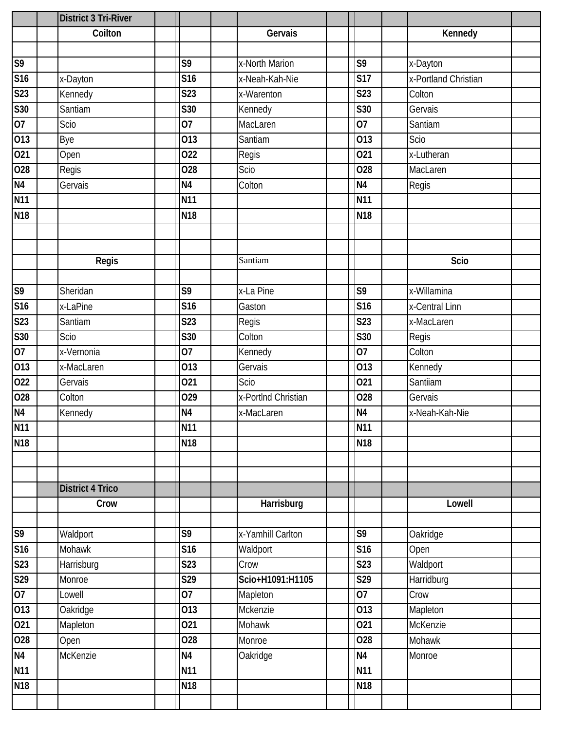## District 3 Tri-River

| Date | Coilton | Date | Gervais | Date | Kennedy |
|---|---|---|---|---|---|
| S9 | | S9 | x-North Marion | S9 | x-Dayton |
| S16 | x-Dayton | S16 | x-Neah-Kah-Nie | S17 | x-Portland Christian |
| S23 | Kennedy | S23 | x-Warenton | S23 | Colton |
| S30 | Santiam | S30 | Kennedy | S30 | Gervais |
| O7 | Scio | O7 | MacLaren | O7 | Santiam |
| O13 | Bye | O13 | Santiam | O13 | Scio |
| O21 | Open | O22 | Regis | O21 | x-Lutheran |
| O28 | Regis | O28 | Scio | O28 | MacLaren |
| N4 | Gervais | N4 | Colton | N4 | Regis |
| N11 | | N11 | | N11 | |
| N18 | | N18 | | N18 | |

| Date | Regis | Date | Santiam | Date | Scio |
|---|---|---|---|---|---|
| S9 | Sheridan | S9 | x-La Pine | S9 | x-Willamina |
| S16 | x-LaPine | S16 | Gaston | S16 | x-Central Linn |
| S23 | Santiam | S23 | Regis | S23 | x-MacLaren |
| S30 | Scio | S30 | Colton | S30 | Regis |
| O7 | x-Vernonia | O7 | Kennedy | O7 | Colton |
| O13 | x-MacLaren | O13 | Gervais | O13 | Kennedy |
| O22 | Gervais | O21 | Scio | O21 | Santiiam |
| O28 | Colton | O29 | x-Portlnd Christian | O28 | Gervais |
| N4 | Kennedy | N4 | x-MacLaren | N4 | x-Neah-Kah-Nie |
| N11 | | N11 | | N11 | |
| N18 | | N18 | | N18 | |

## District 4 Trico

| Date | Crow | Date | Harrisburg | Date | Lowell |
|---|---|---|---|---|---|
| S9 | Waldport | S9 | x-Yamhill Carlton | S9 | Oakridge |
| S16 | Mohawk | S16 | Waldport | S16 | Open |
| S23 | Harrisburg | S23 | Crow | S23 | Waldport |
| S29 | Monroe | S29 | **Scio+H1091:H1105** | S29 | Harridburg |
| O7 | Lowell | O7 | Mapleton | O7 | Crow |
| O13 | Oakridge | O13 | Mckenzie | O13 | Mapleton |
| O21 | Mapleton | O21 | Mohawk | O21 | McKenzie |
| O28 | Open | O28 | Monroe | O28 | Mohawk |
| N4 | McKenzie | N4 | Oakridge | N4 | Monroe |
| N11 | | N11 | | N11 | |
| N18 | | N18 | | N18 | |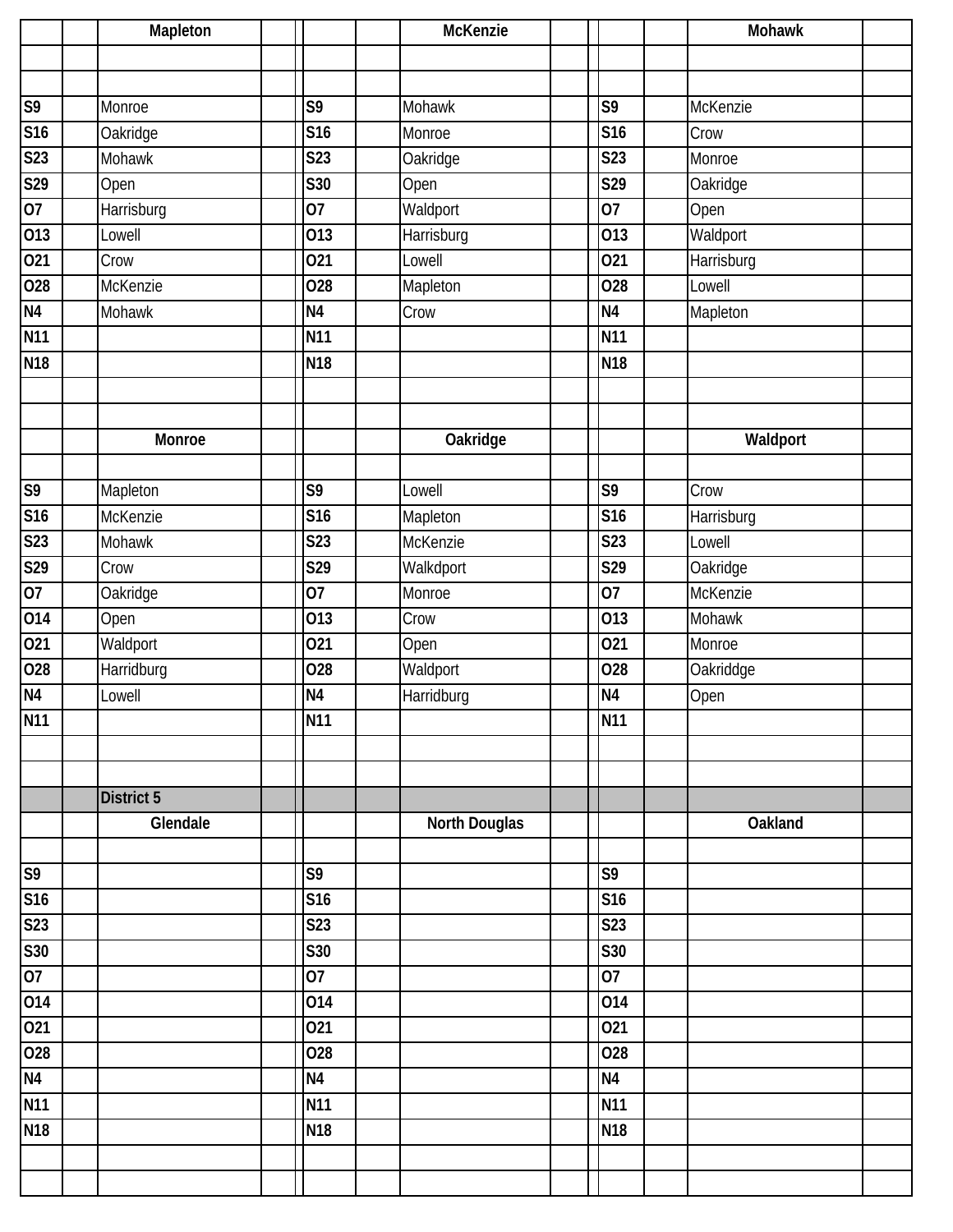| | Mapleton | | McKenzie | | Mohawk |
|---|---|---|---|---|---|
| | | | | | |
| | | | | | |
| S9 | Monroe | S9 | Mohawk | S9 | McKenzie |
| S16 | Oakridge | S16 | Monroe | S16 | Crow |
| S23 | Mohawk | S23 | Oakridge | S23 | Monroe |
| S29 | Open | S30 | Open | S29 | Oakridge |
| O7 | Harrisburg | O7 | Waldport | O7 | Open |
| O13 | Lowell | O13 | Harrisburg | O13 | Waldport |
| O21 | Crow | O21 | Lowell | O21 | Harrisburg |
| O28 | McKenzie | O28 | Mapleton | O28 | Lowell |
| N4 | Mohawk | N4 | Crow | N4 | Mapleton |
| N11 | | N11 | | N11 | |
| N18 | | N18 | | N18 | |

| | Monroe | | Oakridge | | Waldport |
|---|---|---|---|---|---|
| | | | | | |
| S9 | Mapleton | S9 | Lowell | S9 | Crow |
| S16 | McKenzie | S16 | Mapleton | S16 | Harrisburg |
| S23 | Mohawk | S23 | McKenzie | S23 | Lowell |
| S29 | Crow | S29 | Walkdport | S29 | Oakridge |
| O7 | Oakridge | O7 | Monroe | O7 | McKenzie |
| O14 | Open | O13 | Crow | O13 | Mohawk |
| O21 | Waldport | O21 | Open | O21 | Monroe |
| O28 | Harridburg | O28 | Waldport | O28 | Oakriddge |
| N4 | Lowell | N4 | Harridburg | N4 | Open |
| N11 | | N11 | | N11 | |

**District 5**

| | Glendale | | North Douglas | | Oakland |
|---|---|---|---|---|---|
| | | | | | |
| S9 | | S9 | | S9 | |
| S16 | | S16 | | S16 | |
| S23 | | S23 | | S23 | |
| S30 | | S30 | | S30 | |
| O7 | | O7 | | O7 | |
| O14 | | O14 | | O14 | |
| O21 | | O21 | | O21 | |
| O28 | | O28 | | O28 | |
| N4 | | N4 | | N4 | |
| N11 | | N11 | | N11 | |
| N18 | | N18 | | N18 | |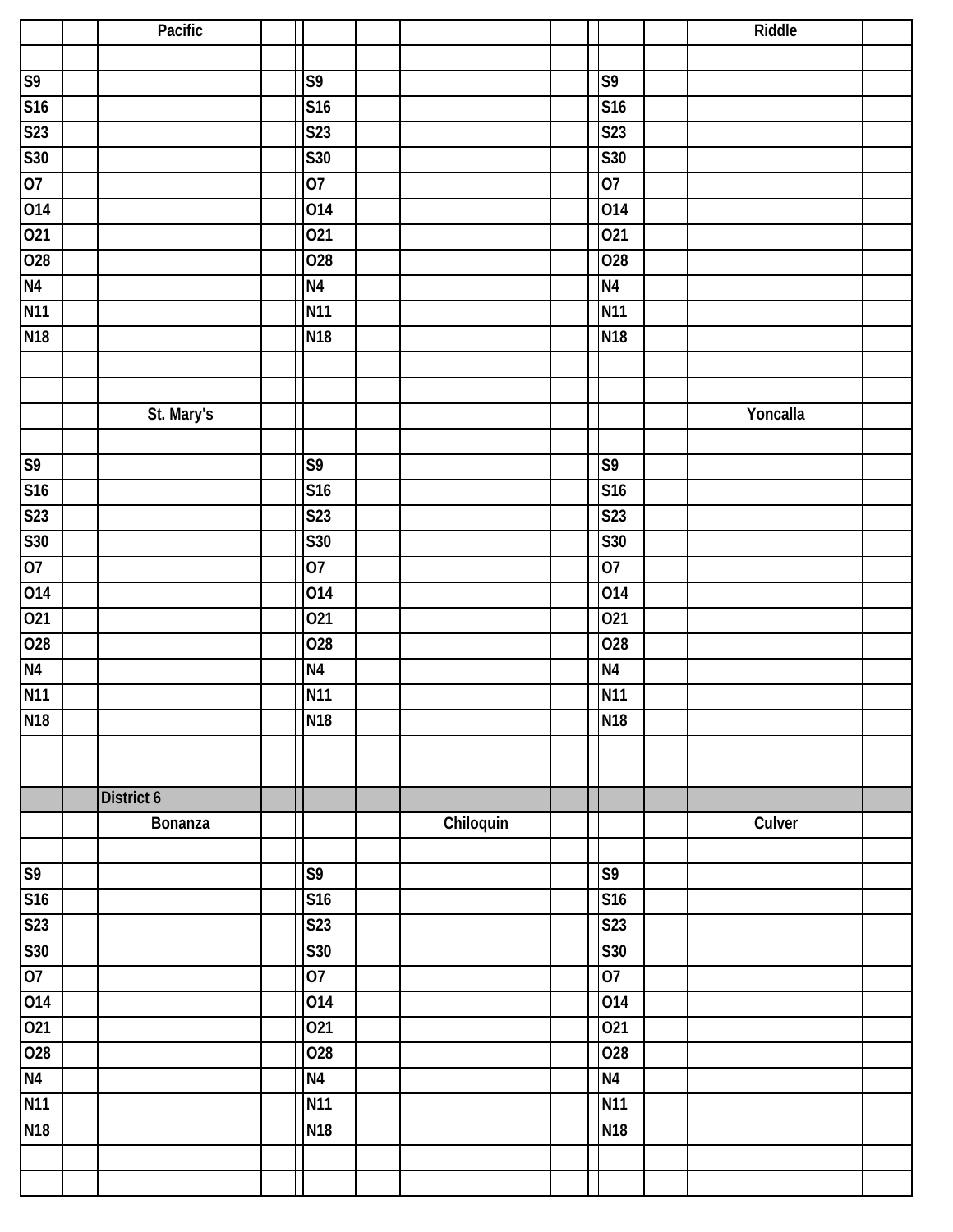| | | Pacific | | | | | | | | | Riddle | |
|---|---|---|---|---|---|---|---|---|---|---|---|---|
| | | | | | | | | | | | | |
| S9 | | | | | S9 | | | | S9 | | | |
| S16 | | | | | S16 | | | | S16 | | | |
| S23 | | | | | S23 | | | | S23 | | | |
| S30 | | | | | S30 | | | | S30 | | | |
| O7 | | | | | O7 | | | | O7 | | | |
| O14 | | | | | O14 | | | | O14 | | | |
| O21 | | | | | O21 | | | | O21 | | | |
| O28 | | | | | O28 | | | | O28 | | | |
| N4 | | | | | N4 | | | | N4 | | | |
| N11 | | | | | N11 | | | | N11 | | | |
| N18 | | | | | N18 | | | | N18 | | | |
| | | | | | | | | | | | | |
| | | | | | | | | | | | | |
| | | St. Mary's | | | | | | | | | Yoncalla | |
| | | | | | | | | | | | | |
| S9 | | | | | S9 | | | | S9 | | | |
| S16 | | | | | S16 | | | | S16 | | | |
| S23 | | | | | S23 | | | | S23 | | | |
| S30 | | | | | S30 | | | | S30 | | | |
| O7 | | | | | O7 | | | | O7 | | | |
| O14 | | | | | O14 | | | | O14 | | | |
| O21 | | | | | O21 | | | | O21 | | | |
| O28 | | | | | O28 | | | | O28 | | | |
| N4 | | | | | N4 | | | | N4 | | | |
| N11 | | | | | N11 | | | | N11 | | | |
| N18 | | | | | N18 | | | | N18 | | | |
| | | | | | | | | | | | | |
| | | | | | | | | | | | | |
| | | District 6 | | | | | | | | | | |
| | | Bonanza | | | | | Chiloquin | | | | Culver | |
| | | | | | | | | | | | | |
| S9 | | | | | S9 | | | | S9 | | | |
| S16 | | | | | S16 | | | | S16 | | | |
| S23 | | | | | S23 | | | | S23 | | | |
| S30 | | | | | S30 | | | | S30 | | | |
| O7 | | | | | O7 | | | | O7 | | | |
| O14 | | | | | O14 | | | | O14 | | | |
| O21 | | | | | O21 | | | | O21 | | | |
| O28 | | | | | O28 | | | | O28 | | | |
| N4 | | | | | N4 | | | | N4 | | | |
| N11 | | | | | N11 | | | | N11 | | | |
| N18 | | | | | N18 | | | | N18 | | | |
| | | | | | | | | | | | | |
| | | | | | | | | | | | | |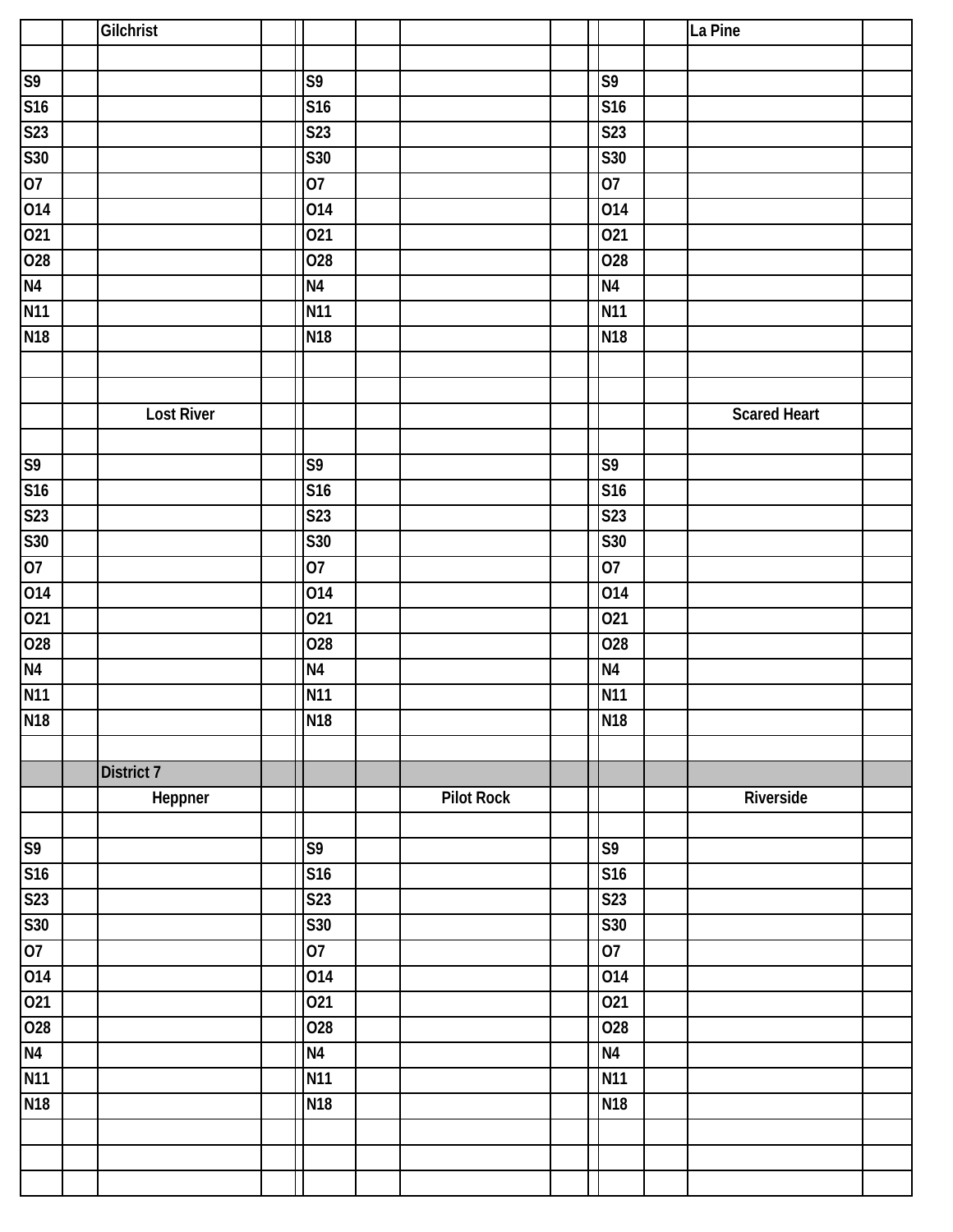| | | Gilchrist | | | | | | | | | | La Pine | |
|---|---|---|---|---|---|---|---|---|---|---|---|---|---|
| | | | | | | | | | | | | | |
| S9 | | | | | S9 | | | | | S9 | | | |
| S16 | | | | | S16 | | | | | S16 | | | |
| S23 | | | | | S23 | | | | | S23 | | | |
| S30 | | | | | S30 | | | | | S30 | | | |
| O7 | | | | | O7 | | | | | O7 | | | |
| O14 | | | | | O14 | | | | | O14 | | | |
| O21 | | | | | O21 | | | | | O21 | | | |
| O28 | | | | | O28 | | | | | O28 | | | |
| N4 | | | | | N4 | | | | | N4 | | | |
| N11 | | | | | N11 | | | | | N11 | | | |
| N18 | | | | | N18 | | | | | N18 | | | |
| | | | | | | | | | | | | | |
| | | | | | | | | | | | | | |
| | | Lost River | | | | | | | | | | Scared Heart | |
| | | | | | | | | | | | | | |
| S9 | | | | | S9 | | | | | S9 | | | |
| S16 | | | | | S16 | | | | | S16 | | | |
| S23 | | | | | S23 | | | | | S23 | | | |
| S30 | | | | | S30 | | | | | S30 | | | |
| O7 | | | | | O7 | | | | | O7 | | | |
| O14 | | | | | O14 | | | | | O14 | | | |
| O21 | | | | | O21 | | | | | O21 | | | |
| O28 | | | | | O28 | | | | | O28 | | | |
| N4 | | | | | N4 | | | | | N4 | | | |
| N11 | | | | | N11 | | | | | N11 | | | |
| N18 | | | | | N18 | | | | | N18 | | | |
| | | | | | | | | | | | | | |
| | | District 7 | | | | | | | | | | | |
| | | Heppner | | | | | Pilot Rock | | | | | Riverside | |
| | | | | | | | | | | | | | |
| S9 | | | | | S9 | | | | | S9 | | | |
| S16 | | | | | S16 | | | | | S16 | | | |
| S23 | | | | | S23 | | | | | S23 | | | |
| S30 | | | | | S30 | | | | | S30 | | | |
| O7 | | | | | O7 | | | | | O7 | | | |
| O14 | | | | | O14 | | | | | O14 | | | |
| O21 | | | | | O21 | | | | | O21 | | | |
| O28 | | | | | O28 | | | | | O28 | | | |
| N4 | | | | | N4 | | | | | N4 | | | |
| N11 | | | | | N11 | | | | | N11 | | | |
| N18 | | | | | N18 | | | | | N18 | | | |
| | | | | | | | | | | | | | |
| | | | | | | | | | | | | | |
| | | | | | | | | | | | | | |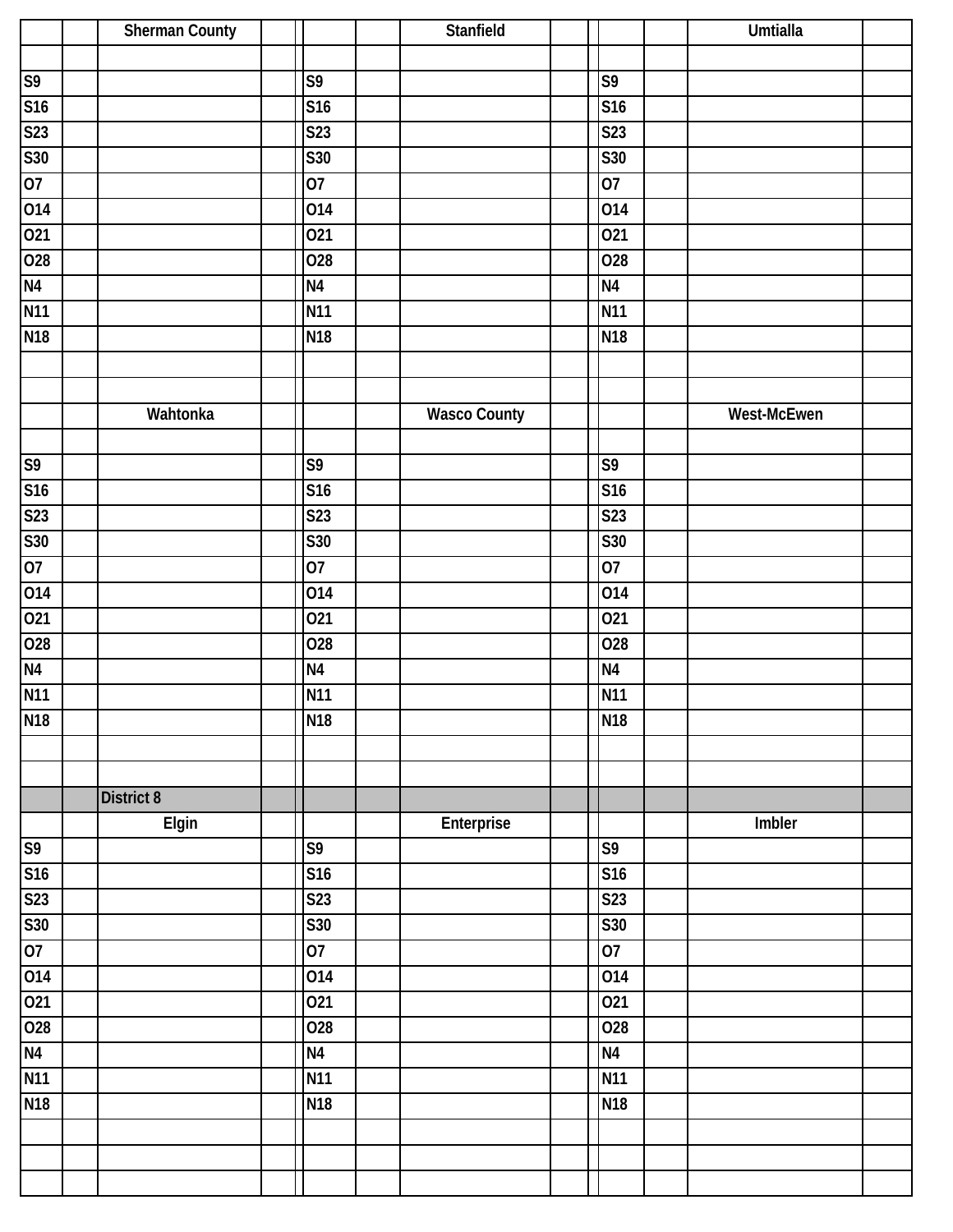| | | Sherman County | | | | | Stanfield | | | | | Umtialla | |
|---|---|---|---|---|---|---|---|---|---|---|---|---|---|
| | | | | | | | | | | | | | |
| S9 | | | | | S9 | | | | | S9 | | | |
| S16 | | | | | S16 | | | | | S16 | | | |
| S23 | | | | | S23 | | | | | S23 | | | |
| S30 | | | | | S30 | | | | | S30 | | | |
| O7 | | | | | O7 | | | | | O7 | | | |
| O14 | | | | | O14 | | | | | O14 | | | |
| O21 | | | | | O21 | | | | | O21 | | | |
| O28 | | | | | O28 | | | | | O28 | | | |
| N4 | | | | | N4 | | | | | N4 | | | |
| N11 | | | | | N11 | | | | | N11 | | | |
| N18 | | | | | N18 | | | | | N18 | | | |
| | | | | | | | | | | | | | |
| | | | | | | | | | | | | | |
| | | Wahtonka | | | | | Wasco County | | | | | West-McEwen | |
| | | | | | | | | | | | | | |
| S9 | | | | | S9 | | | | | S9 | | | |
| S16 | | | | | S16 | | | | | S16 | | | |
| S23 | | | | | S23 | | | | | S23 | | | |
| S30 | | | | | S30 | | | | | S30 | | | |
| O7 | | | | | O7 | | | | | O7 | | | |
| O14 | | | | | O14 | | | | | O14 | | | |
| O21 | | | | | O21 | | | | | O21 | | | |
| O28 | | | | | O28 | | | | | O28 | | | |
| N4 | | | | | N4 | | | | | N4 | | | |
| N11 | | | | | N11 | | | | | N11 | | | |
| N18 | | | | | N18 | | | | | N18 | | | |
| | | | | | | | | | | | | | |
| | | | | | | | | | | | | | |
| | | District 8 | | | | | | | | | | | |
| | | Elgin | | | | | Enterprise | | | | | Imbler | |
| S9 | | | | | S9 | | | | | S9 | | | |
| S16 | | | | | S16 | | | | | S16 | | | |
| S23 | | | | | S23 | | | | | S23 | | | |
| S30 | | | | | S30 | | | | | S30 | | | |
| O7 | | | | | O7 | | | | | O7 | | | |
| O14 | | | | | O14 | | | | | O14 | | | |
| O21 | | | | | O21 | | | | | O21 | | | |
| O28 | | | | | O28 | | | | | O28 | | | |
| N4 | | | | | N4 | | | | | N4 | | | |
| N11 | | | | | N11 | | | | | N11 | | | |
| N18 | | | | | N18 | | | | | N18 | | | |
| | | | | | | | | | | | | | |
| | | | | | | | | | | | | | |
| | | | | | | | | | | | | | |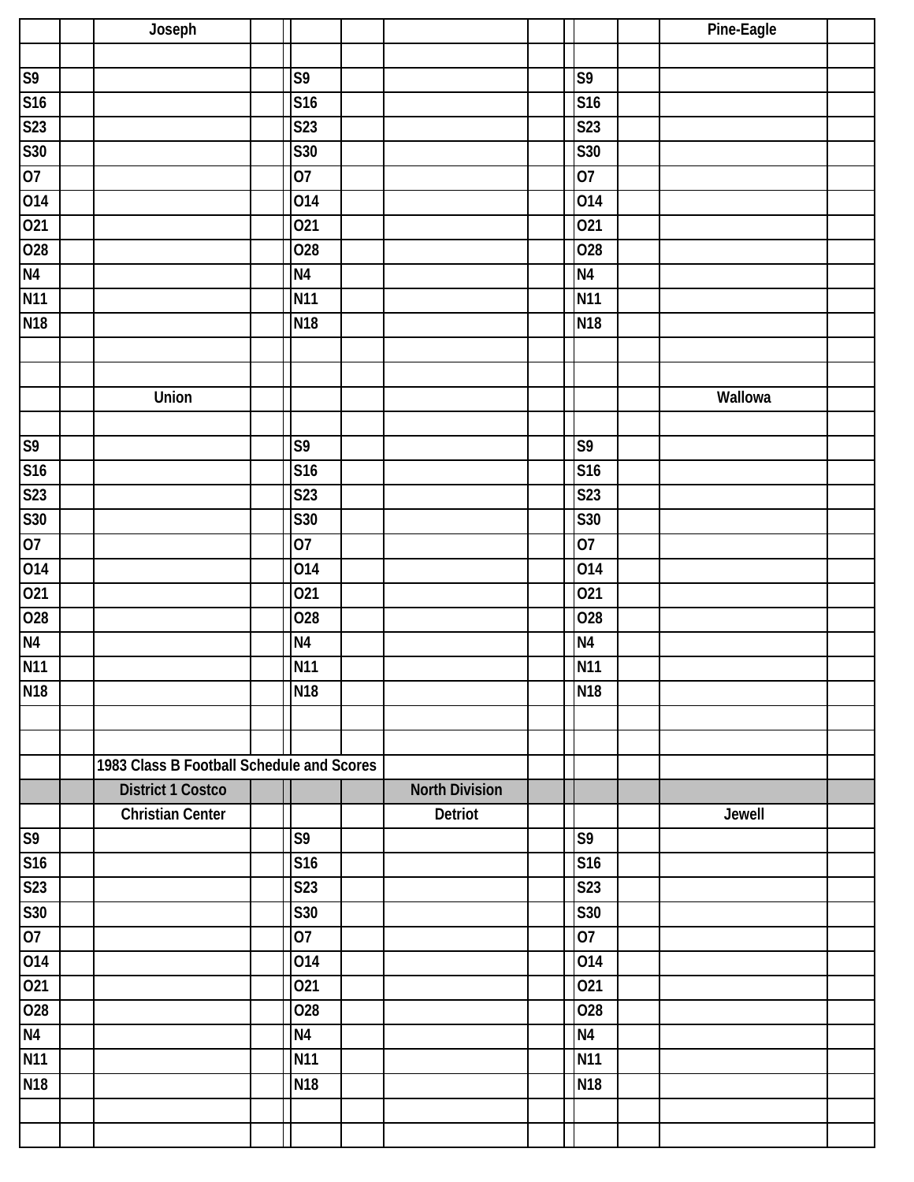| | | Joseph | | | | | | | | | | Pine-Eagle | |
|---|---|---|---|---|---|---|---|---|---|---|---|---|---|
| | | | | | | | | | | | | | |
| S9 | | | | | S9 | | | | | S9 | | | |
| S16 | | | | | S16 | | | | | S16 | | | |
| S23 | | | | | S23 | | | | | S23 | | | |
| S30 | | | | | S30 | | | | | S30 | | | |
| O7 | | | | | O7 | | | | | O7 | | | |
| O14 | | | | | O14 | | | | | O14 | | | |
| O21 | | | | | O21 | | | | | O21 | | | |
| O28 | | | | | O28 | | | | | O28 | | | |
| N4 | | | | | N4 | | | | | N4 | | | |
| N11 | | | | | N11 | | | | | N11 | | | |
| N18 | | | | | N18 | | | | | N18 | | | |
| | | | | | | | | | | | | | |
| | | | | | | | | | | | | | |
| | | Union | | | | | | | | | | Wallowa | |
| | | | | | | | | | | | | | |
| S9 | | | | | S9 | | | | | S9 | | | |
| S16 | | | | | S16 | | | | | S16 | | | |
| S23 | | | | | S23 | | | | | S23 | | | |
| S30 | | | | | S30 | | | | | S30 | | | |
| O7 | | | | | O7 | | | | | O7 | | | |
| O14 | | | | | O14 | | | | | O14 | | | |
| O21 | | | | | O21 | | | | | O21 | | | |
| O28 | | | | | O28 | | | | | O28 | | | |
| N4 | | | | | N4 | | | | | N4 | | | |
| N11 | | | | | N11 | | | | | N11 | | | |
| N18 | | | | | N18 | | | | | N18 | | | |
| | | | | | | | | | | | | | |
| | | | | | | | | | | | | | |
| | | 1983 Class B Football Schedule and Scores | | | | | | | | | | | |
| | | District 1 Costco | | | | | North Division | | | | | | |
| | | Christian Center | | | | | Detriot | | | | | Jewell | |
| S9 | | | | | S9 | | | | | S9 | | | |
| S16 | | | | | S16 | | | | | S16 | | | |
| S23 | | | | | S23 | | | | | S23 | | | |
| S30 | | | | | S30 | | | | | S30 | | | |
| O7 | | | | | O7 | | | | | O7 | | | |
| O14 | | | | | O14 | | | | | O14 | | | |
| O21 | | | | | O21 | | | | | O21 | | | |
| O28 | | | | | O28 | | | | | O28 | | | |
| N4 | | | | | N4 | | | | | N4 | | | |
| N11 | | | | | N11 | | | | | N11 | | | |
| N18 | | | | | N18 | | | | | N18 | | | |
| | | | | | | | | | | | | | |
| | | | | | | | | | | | | | |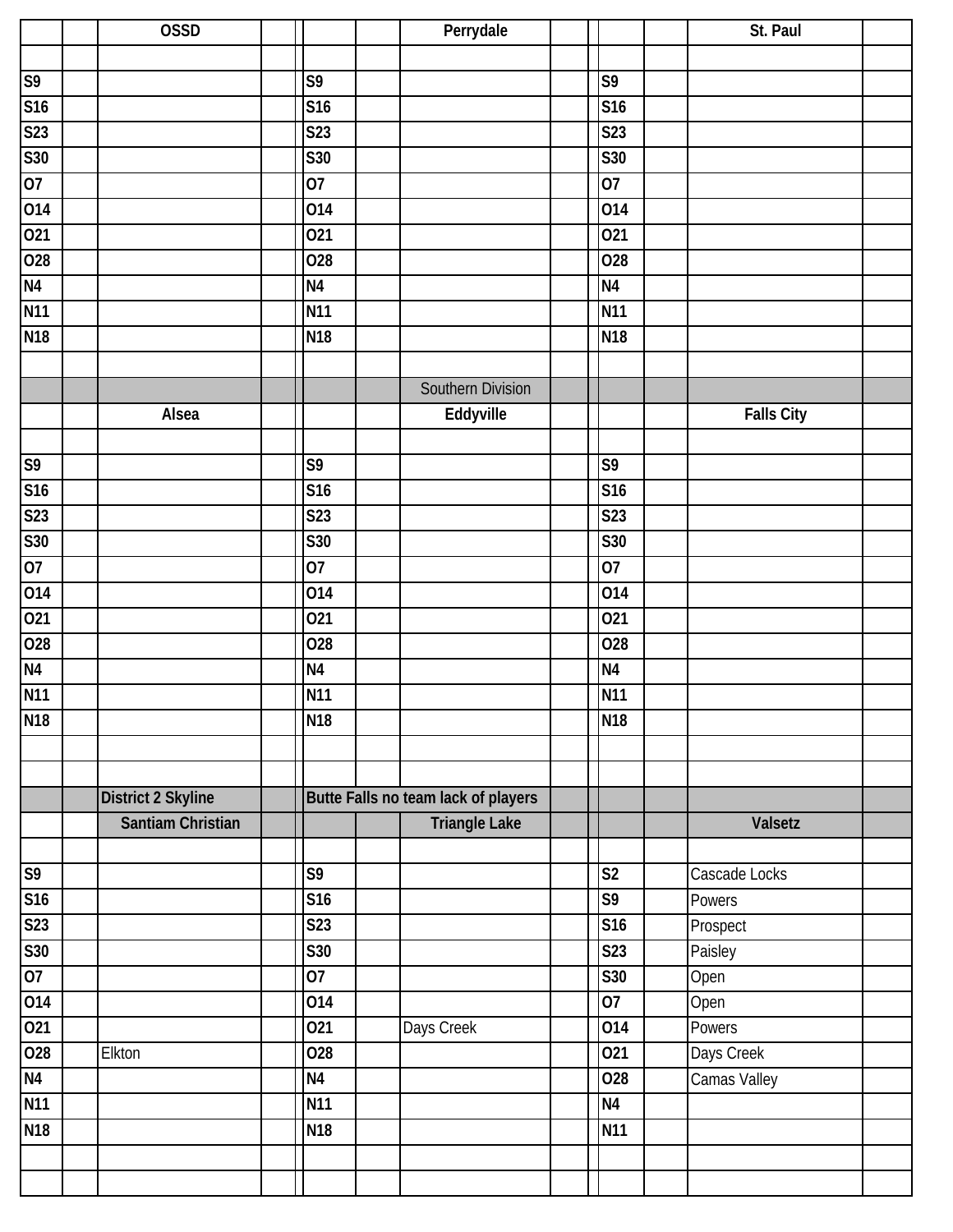| | OSSD | | Perrydale | | St. Paul |
|---|---|---|---|---|---|
| | | | | | |
| S9 | | S9 | | S9 | |
| S16 | | S16 | | S16 | |
| S23 | | S23 | | S23 | |
| S30 | | S30 | | S30 | |
| O7 | | O7 | | O7 | |
| O14 | | O14 | | O14 | |
| O21 | | O21 | | O21 | |
| O28 | | O28 | | O28 | |
| N4 | | N4 | | N4 | |
| N11 | | N11 | | N11 | |
| N18 | | N18 | | N18 | |
| | | | | | |
| | | | Southern Division | | |
| | Alsea | | Eddyville | | Falls City |
| | | | | | |
| S9 | | S9 | | S9 | |
| S16 | | S16 | | S16 | |
| S23 | | S23 | | S23 | |
| S30 | | S30 | | S30 | |
| O7 | | O7 | | O7 | |
| O14 | | O14 | | O14 | |
| O21 | | O21 | | O21 | |
| O28 | | O28 | | O28 | |
| N4 | | N4 | | N4 | |
| N11 | | N11 | | N11 | |
| N18 | | N18 | | N18 | |
| | | | | | |
| | | | | | |
| | District 2 Skyline | Butte Falls no team lack of players | | | |
| | Santiam Christian | | Triangle Lake | | Valsetz |
| | | | | | |
| S9 | | S9 | | S2 | Cascade Locks |
| S16 | | S16 | | S9 | Powers |
| S23 | | S23 | | S16 | Prospect |
| S30 | | S30 | | S23 | Paisley |
| O7 | | O7 | | S30 | Open |
| O14 | | O14 | | O7 | Open |
| O21 | | O21 | Days Creek | O14 | Powers |
| O28 | Elkton | O28 | | O21 | Days Creek |
| N4 | | N4 | | O28 | Camas Valley |
| N11 | | N11 | | N4 | |
| N18 | | N18 | | N11 | |
| | | | | | |
| | | | | | |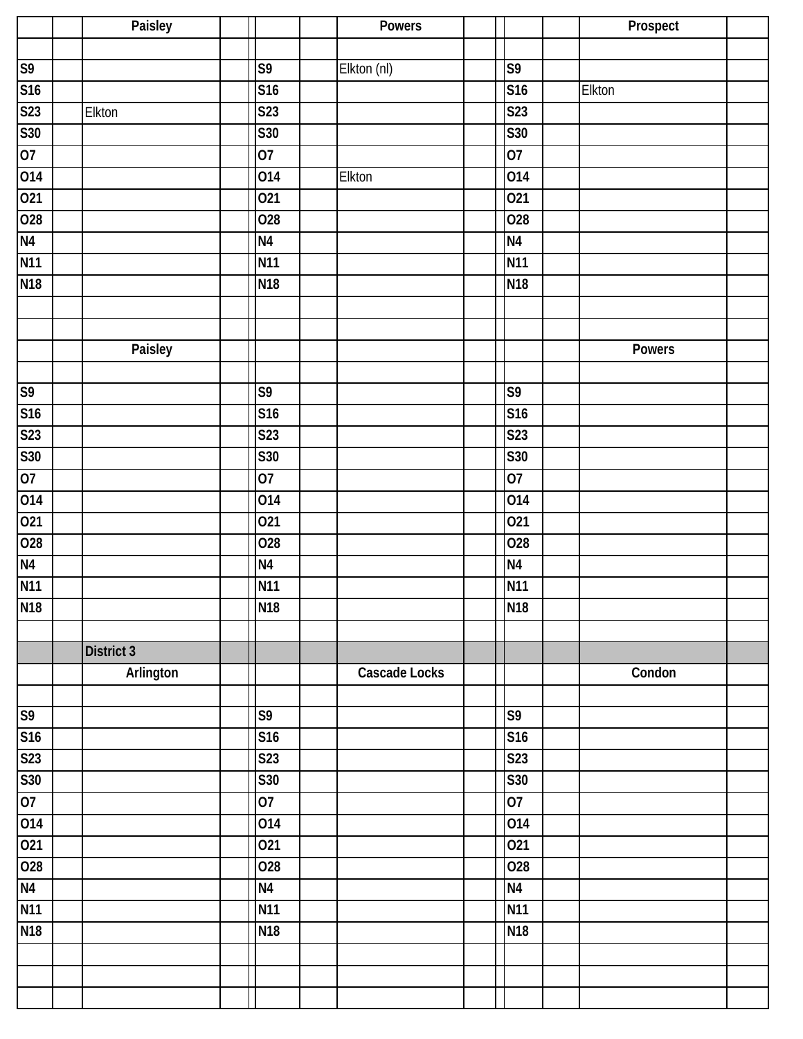| | | Paisley | | | | | Powers | | | | | Prospect | |
|---|---|---|---|---|---|---|---|---|---|---|---|---|---|
| | | | | | | | | | | | | | |
| S9 | | | | | S9 | | Elkton (nl) | | | S9 | | | |
| S16 | | | | | S16 | | | | | S16 | | Elkton | |
| S23 | | Elkton | | | S23 | | | | | S23 | | | |
| S30 | | | | | S30 | | | | | S30 | | | |
| O7 | | | | | O7 | | | | | O7 | | | |
| O14 | | | | | O14 | | Elkton | | | O14 | | | |
| O21 | | | | | O21 | | | | | O21 | | | |
| O28 | | | | | O28 | | | | | O28 | | | |
| N4 | | | | | N4 | | | | | N4 | | | |
| N11 | | | | | N11 | | | | | N11 | | | |
| N18 | | | | | N18 | | | | | N18 | | | |
| | | | | | | | | | | | | | |
| | | | | | | | | | | | | | |
| | | Paisley | | | | | | | | | | Powers | |
| | | | | | | | | | | | | | |
| S9 | | | | | S9 | | | | | S9 | | | |
| S16 | | | | | S16 | | | | | S16 | | | |
| S23 | | | | | S23 | | | | | S23 | | | |
| S30 | | | | | S30 | | | | | S30 | | | |
| O7 | | | | | O7 | | | | | O7 | | | |
| O14 | | | | | O14 | | | | | O14 | | | |
| O21 | | | | | O21 | | | | | O21 | | | |
| O28 | | | | | O28 | | | | | O28 | | | |
| N4 | | | | | N4 | | | | | N4 | | | |
| N11 | | | | | N11 | | | | | N11 | | | |
| N18 | | | | | N18 | | | | | N18 | | | |
| | | | | | | | | | | | | | |
| | | **District 3** | | | | | | | | | | | |
| | | Arlington | | | | | Cascade Locks | | | | | Condon | |
| | | | | | | | | | | | | | |
| S9 | | | | | S9 | | | | | S9 | | | |
| S16 | | | | | S16 | | | | | S16 | | | |
| S23 | | | | | S23 | | | | | S23 | | | |
| S30 | | | | | S30 | | | | | S30 | | | |
| O7 | | | | | O7 | | | | | O7 | | | |
| O14 | | | | | O14 | | | | | O14 | | | |
| O21 | | | | | O21 | | | | | O21 | | | |
| O28 | | | | | O28 | | | | | O28 | | | |
| N4 | | | | | N4 | | | | | N4 | | | |
| N11 | | | | | N11 | | | | | N11 | | | |
| N18 | | | | | N18 | | | | | N18 | | | |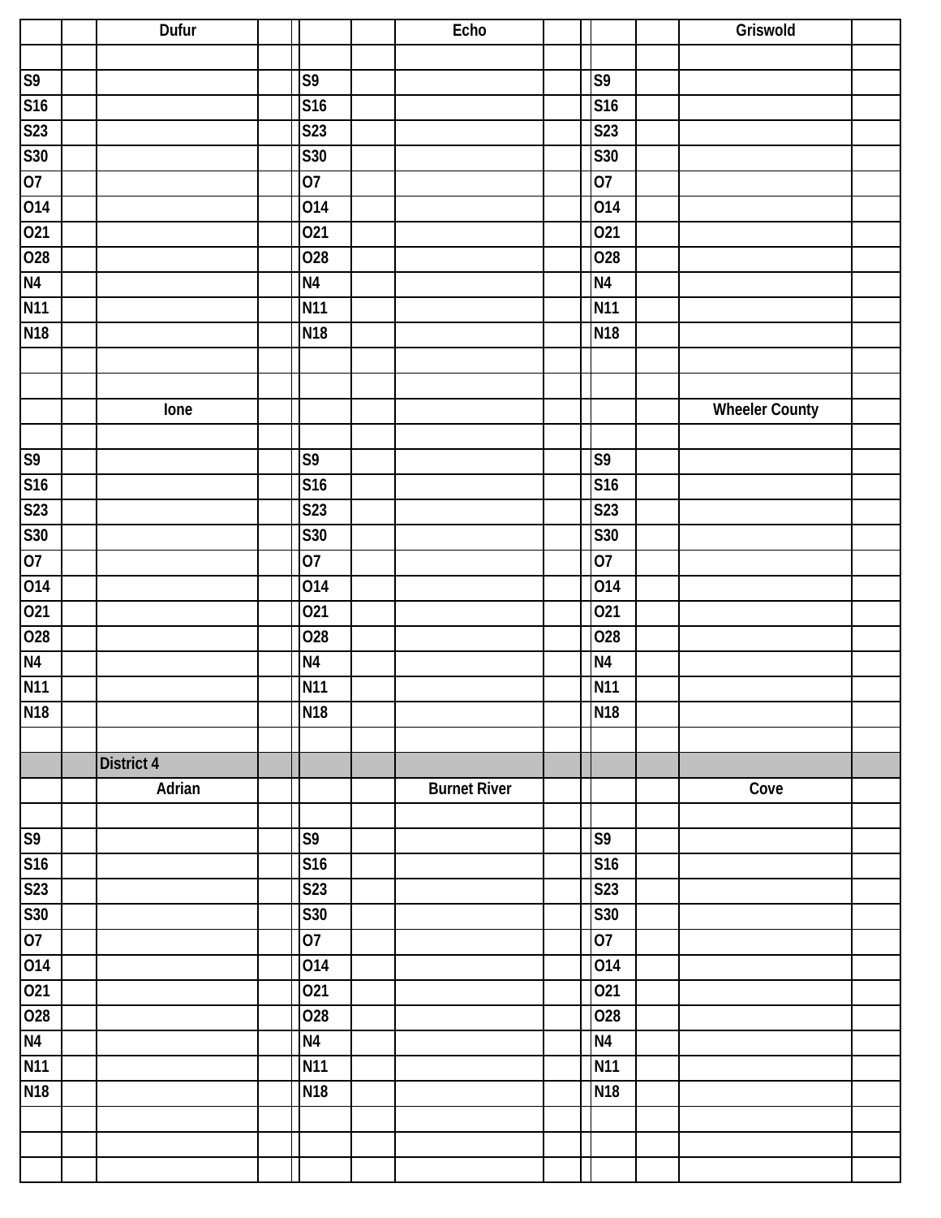| | | Dufur | | | | | Echo | | | | | Griswold | |
|---|---|---|---|---|---|---|---|---|---|---|---|---|---|
| | | | | | | | | | | | | | |
| S9 | | | | | S9 | | | | | S9 | | | |
| S16 | | | | | S16 | | | | | S16 | | | |
| S23 | | | | | S23 | | | | | S23 | | | |
| S30 | | | | | S30 | | | | | S30 | | | |
| O7 | | | | | O7 | | | | | O7 | | | |
| O14 | | | | | O14 | | | | | O14 | | | |
| O21 | | | | | O21 | | | | | O21 | | | |
| O28 | | | | | O28 | | | | | O28 | | | |
| N4 | | | | | N4 | | | | | N4 | | | |
| N11 | | | | | N11 | | | | | N11 | | | |
| N18 | | | | | N18 | | | | | N18 | | | |
| | | | | | | | | | | | | | |
| | | | | | | | | | | | | | |
| | | Ione | | | | | | | | | | Wheeler County | |
| | | | | | | | | | | | | | |
| S9 | | | | | S9 | | | | | S9 | | | |
| S16 | | | | | S16 | | | | | S16 | | | |
| S23 | | | | | S23 | | | | | S23 | | | |
| S30 | | | | | S30 | | | | | S30 | | | |
| O7 | | | | | O7 | | | | | O7 | | | |
| O14 | | | | | O14 | | | | | O14 | | | |
| O21 | | | | | O21 | | | | | O21 | | | |
| O28 | | | | | O28 | | | | | O28 | | | |
| N4 | | | | | N4 | | | | | N4 | | | |
| N11 | | | | | N11 | | | | | N11 | | | |
| N18 | | | | | N18 | | | | | N18 | | | |
| | | | | | | | | | | | | | |
| | | District 4 | | | | | | | | | | | |
| | | Adrian | | | | | Burnet River | | | | | Cove | |
| | | | | | | | | | | | | | |
| S9 | | | | | S9 | | | | | S9 | | | |
| S16 | | | | | S16 | | | | | S16 | | | |
| S23 | | | | | S23 | | | | | S23 | | | |
| S30 | | | | | S30 | | | | | S30 | | | |
| O7 | | | | | O7 | | | | | O7 | | | |
| O14 | | | | | O14 | | | | | O14 | | | |
| O21 | | | | | O21 | | | | | O21 | | | |
| O28 | | | | | O28 | | | | | O28 | | | |
| N4 | | | | | N4 | | | | | N4 | | | |
| N11 | | | | | N11 | | | | | N11 | | | |
| N18 | | | | | N18 | | | | | N18 | | | |
| | | | | | | | | | | | | | |
| | | | | | | | | | | | | | |
| | | | | | | | | | | | | | |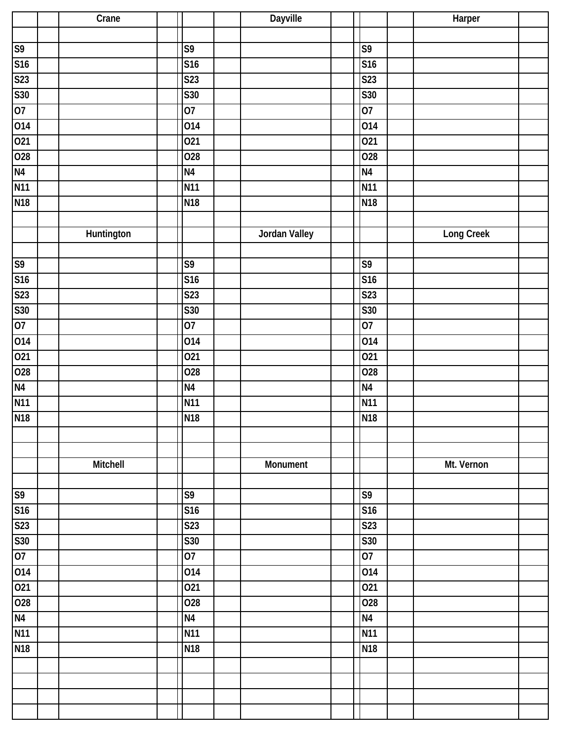| Crane | Dayville | Harper |
|---|---|---|
| S9 | S9 | S9 |
| S16 | S16 | S16 |
| S23 | S23 | S23 |
| S30 | S30 | S30 |
| O7 | O7 | O7 |
| O14 | O14 | O14 |
| O21 | O21 | O21 |
| O28 | O28 | O28 |
| N4 | N4 | N4 |
| N11 | N11 | N11 |
| N18 | N18 | N18 |

| Huntington | Jordan Valley | Long Creek |
|---|---|---|
| S9 | S9 | S9 |
| S16 | S16 | S16 |
| S23 | S23 | S23 |
| S30 | S30 | S30 |
| O7 | O7 | O7 |
| O14 | O14 | O14 |
| O21 | O21 | O21 |
| O28 | O28 | O28 |
| N4 | N4 | N4 |
| N11 | N11 | N11 |
| N18 | N18 | N18 |

| Mitchell | Monument | Mt. Vernon |
|---|---|---|
| S9 | S9 | S9 |
| S16 | S16 | S16 |
| S23 | S23 | S23 |
| S30 | S30 | S30 |
| O7 | O7 | O7 |
| O14 | O14 | O14 |
| O21 | O21 | O21 |
| O28 | O28 | O28 |
| N4 | N4 | N4 |
| N11 | N11 | N11 |
| N18 | N18 | N18 |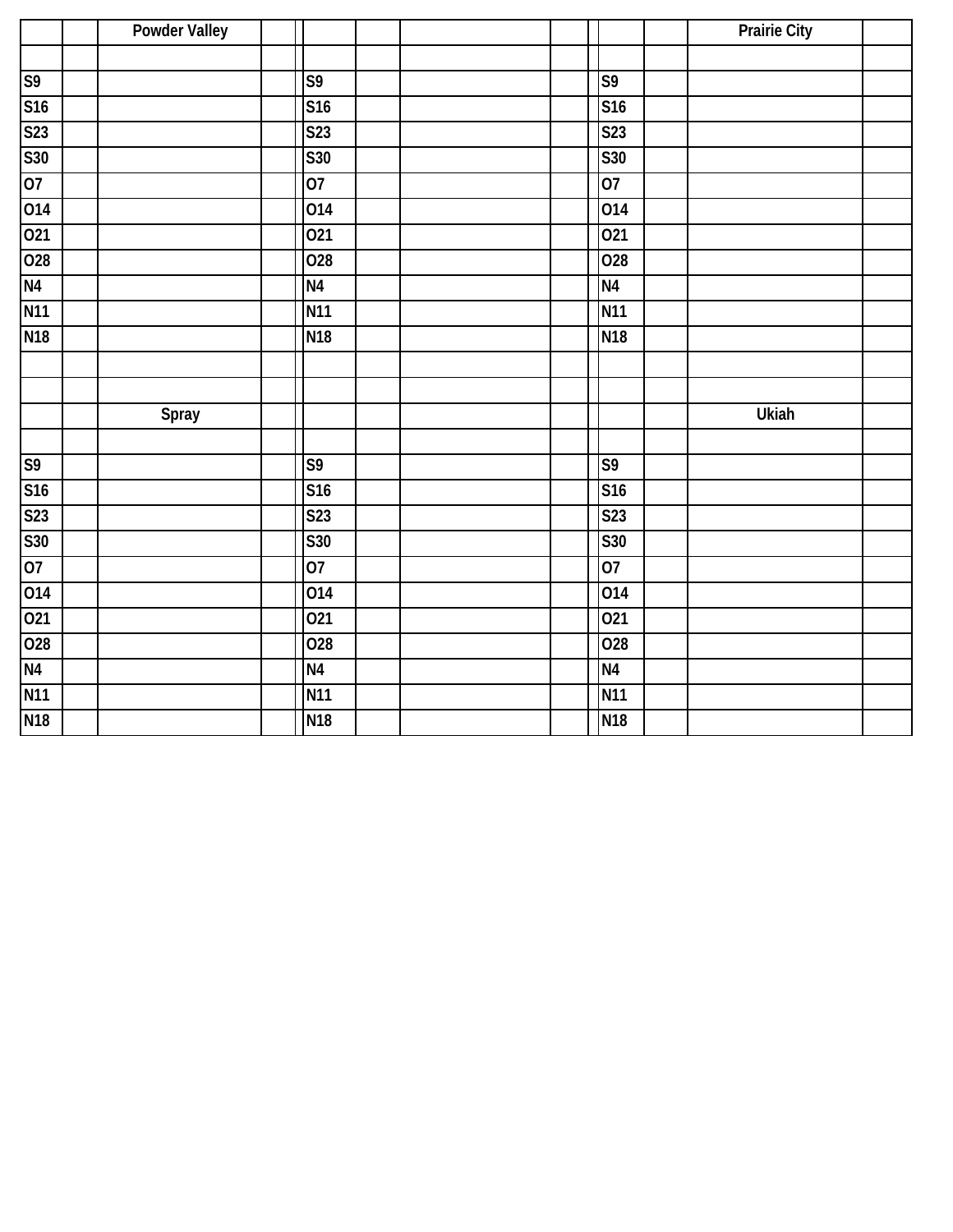| | | | | | | | | | | | | | |
|---|---|---|---|---|---|---|---|---|---|---|---|---|---|
| | | Powder Valley | | | | | | | | | | Prairie City | |
| | | | | | | | | | | | | | |
| S9 | | | | | S9 | | | | | S9 | | | |
| S16 | | | | | S16 | | | | | S16 | | | |
| S23 | | | | | S23 | | | | | S23 | | | |
| S30 | | | | | S30 | | | | | S30 | | | |
| O7 | | | | | O7 | | | | | O7 | | | |
| O14 | | | | | O14 | | | | | O14 | | | |
| O21 | | | | | O21 | | | | | O21 | | | |
| O28 | | | | | O28 | | | | | O28 | | | |
| N4 | | | | | N4 | | | | | N4 | | | |
| N11 | | | | | N11 | | | | | N11 | | | |
| N18 | | | | | N18 | | | | | N18 | | | |
| | | | | | | | | | | | | | |
| | | | | | | | | | | | | | |
| | | Spray | | | | | | | | | | Ukiah | |
| | | | | | | | | | | | | | |
| S9 | | | | | S9 | | | | | S9 | | | |
| S16 | | | | | S16 | | | | | S16 | | | |
| S23 | | | | | S23 | | | | | S23 | | | |
| S30 | | | | | S30 | | | | | S30 | | | |
| O7 | | | | | O7 | | | | | O7 | | | |
| O14 | | | | | O14 | | | | | O14 | | | |
| O21 | | | | | O21 | | | | | O21 | | | |
| O28 | | | | | O28 | | | | | O28 | | | |
| N4 | | | | | N4 | | | | | N4 | | | |
| N11 | | | | | N11 | | | | | N11 | | | |
| N18 | | | | | N18 | | | | | N18 | | | |